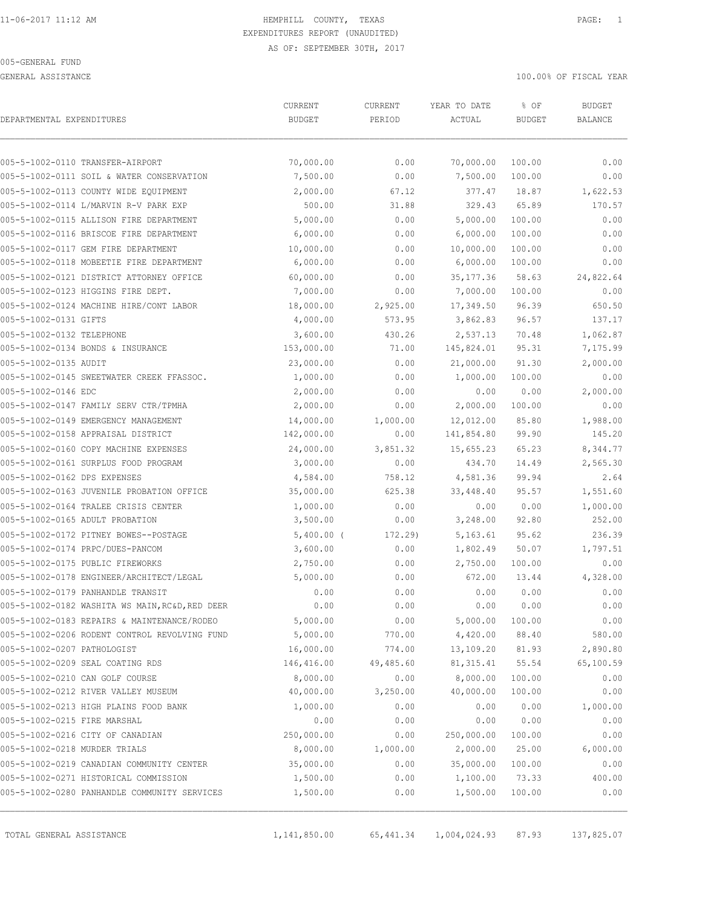11-06-2017 11:12 AM HEMPHILL COUNTY, TEXAS

EXPENDITURES REPORT (UNAUDITED)

AS OF: SEPTEMBER 30TH, 2017

005-GENERAL FUND

GENERAL ASSISTANCE 100.00% OF FISCAL YEAR

| DEPARTMENTAL EXPENDITURES | CURRENT BUDGET | CURRENT PERIOD | YEAR TO DATE ACTUAL | % OF BUDGET | BUDGET BALANCE |
|---|---|---|---|---|---|
| 005-5-1002-0110 TRANSFER-AIRPORT | 70,000.00 | 0.00 | 70,000.00 | 100.00 | 0.00 |
| 005-5-1002-0111 SOIL & WATER CONSERVATION | 7,500.00 | 0.00 | 7,500.00 | 100.00 | 0.00 |
| 005-5-1002-0113 COUNTY WIDE EQUIPMENT | 2,000.00 | 67.12 | 377.47 | 18.87 | 1,622.53 |
| 005-5-1002-0114 L/MARVIN R-V PARK EXP | 500.00 | 31.88 | 329.43 | 65.89 | 170.57 |
| 005-5-1002-0115 ALLISON FIRE DEPARTMENT | 5,000.00 | 0.00 | 5,000.00 | 100.00 | 0.00 |
| 005-5-1002-0116 BRISCOE FIRE DEPARTMENT | 6,000.00 | 0.00 | 6,000.00 | 100.00 | 0.00 |
| 005-5-1002-0117 GEM FIRE DEPARTMENT | 10,000.00 | 0.00 | 10,000.00 | 100.00 | 0.00 |
| 005-5-1002-0118 MOBEETIE FIRE DEPARTMENT | 6,000.00 | 0.00 | 6,000.00 | 100.00 | 0.00 |
| 005-5-1002-0121 DISTRICT ATTORNEY OFFICE | 60,000.00 | 0.00 | 35,177.36 | 58.63 | 24,822.64 |
| 005-5-1002-0123 HIGGINS FIRE DEPT. | 7,000.00 | 0.00 | 7,000.00 | 100.00 | 0.00 |
| 005-5-1002-0124 MACHINE HIRE/CONT LABOR | 18,000.00 | 2,925.00 | 17,349.50 | 96.39 | 650.50 |
| 005-5-1002-0131 GIFTS | 4,000.00 | 573.95 | 3,862.83 | 96.57 | 137.17 |
| 005-5-1002-0132 TELEPHONE | 3,600.00 | 430.26 | 2,537.13 | 70.48 | 1,062.87 |
| 005-5-1002-0134 BONDS & INSURANCE | 153,000.00 | 71.00 | 145,824.01 | 95.31 | 7,175.99 |
| 005-5-1002-0135 AUDIT | 23,000.00 | 0.00 | 21,000.00 | 91.30 | 2,000.00 |
| 005-5-1002-0145 SWEETWATER CREEK FFASSOC. | 1,000.00 | 0.00 | 1,000.00 | 100.00 | 0.00 |
| 005-5-1002-0146 EDC | 2,000.00 | 0.00 | 0.00 | 0.00 | 2,000.00 |
| 005-5-1002-0147 FAMILY SERV CTR/TPMHA | 2,000.00 | 0.00 | 2,000.00 | 100.00 | 0.00 |
| 005-5-1002-0149 EMERGENCY MANAGEMENT | 14,000.00 | 1,000.00 | 12,012.00 | 85.80 | 1,988.00 |
| 005-5-1002-0158 APPRAISAL DISTRICT | 142,000.00 | 0.00 | 141,854.80 | 99.90 | 145.20 |
| 005-5-1002-0160 COPY MACHINE EXPENSES | 24,000.00 | 3,851.32 | 15,655.23 | 65.23 | 8,344.77 |
| 005-5-1002-0161 SURPLUS FOOD PROGRAM | 3,000.00 | 0.00 | 434.70 | 14.49 | 2,565.30 |
| 005-5-1002-0162 DPS EXPENSES | 4,584.00 | 758.12 | 4,581.36 | 99.94 | 2.64 |
| 005-5-1002-0163 JUVENILE PROBATION OFFICE | 35,000.00 | 625.38 | 33,448.40 | 95.57 | 1,551.60 |
| 005-5-1002-0164 TRALEE CRISIS CENTER | 1,000.00 | 0.00 | 0.00 | 0.00 | 1,000.00 |
| 005-5-1002-0165 ADULT PROBATION | 3,500.00 | 0.00 | 3,248.00 | 92.80 | 252.00 |
| 005-5-1002-0172 PITNEY BOWES--POSTAGE | 5,400.00 | ( 172.29) | 5,163.61 | 95.62 | 236.39 |
| 005-5-1002-0174 PRPC/DUES-PANCOM | 3,600.00 | 0.00 | 1,802.49 | 50.07 | 1,797.51 |
| 005-5-1002-0175 PUBLIC FIREWORKS | 2,750.00 | 0.00 | 2,750.00 | 100.00 | 0.00 |
| 005-5-1002-0178 ENGINEER/ARCHITECT/LEGAL | 5,000.00 | 0.00 | 672.00 | 13.44 | 4,328.00 |
| 005-5-1002-0179 PANHANDLE TRANSIT | 0.00 | 0.00 | 0.00 | 0.00 | 0.00 |
| 005-5-1002-0182 WASHITA WS MAIN,RC&D,RED DEER | 0.00 | 0.00 | 0.00 | 0.00 | 0.00 |
| 005-5-1002-0183 REPAIRS & MAINTENANCE/RODEO | 5,000.00 | 0.00 | 5,000.00 | 100.00 | 0.00 |
| 005-5-1002-0206 RODENT CONTROL REVOLVING FUND | 5,000.00 | 770.00 | 4,420.00 | 88.40 | 580.00 |
| 005-5-1002-0207 PATHOLOGIST | 16,000.00 | 774.00 | 13,109.20 | 81.93 | 2,890.80 |
| 005-5-1002-0209 SEAL COATING RDS | 146,416.00 | 49,485.60 | 81,315.41 | 55.54 | 65,100.59 |
| 005-5-1002-0210 CAN GOLF COURSE | 8,000.00 | 0.00 | 8,000.00 | 100.00 | 0.00 |
| 005-5-1002-0212 RIVER VALLEY MUSEUM | 40,000.00 | 3,250.00 | 40,000.00 | 100.00 | 0.00 |
| 005-5-1002-0213 HIGH PLAINS FOOD BANK | 1,000.00 | 0.00 | 0.00 | 0.00 | 1,000.00 |
| 005-5-1002-0215 FIRE MARSHAL | 0.00 | 0.00 | 0.00 | 0.00 | 0.00 |
| 005-5-1002-0216 CITY OF CANADIAN | 250,000.00 | 0.00 | 250,000.00 | 100.00 | 0.00 |
| 005-5-1002-0218 MURDER TRIALS | 8,000.00 | 1,000.00 | 2,000.00 | 25.00 | 6,000.00 |
| 005-5-1002-0219 CANADIAN COMMUNITY CENTER | 35,000.00 | 0.00 | 35,000.00 | 100.00 | 0.00 |
| 005-5-1002-0271 HISTORICAL COMMISSION | 1,500.00 | 0.00 | 1,100.00 | 73.33 | 400.00 |
| 005-5-1002-0280 PANHANDLE COMMUNITY SERVICES | 1,500.00 | 0.00 | 1,500.00 | 100.00 | 0.00 |
| TOTAL GENERAL ASSISTANCE | 1,141,850.00 | 65,441.34 | 1,004,024.93 | 87.93 | 137,825.07 |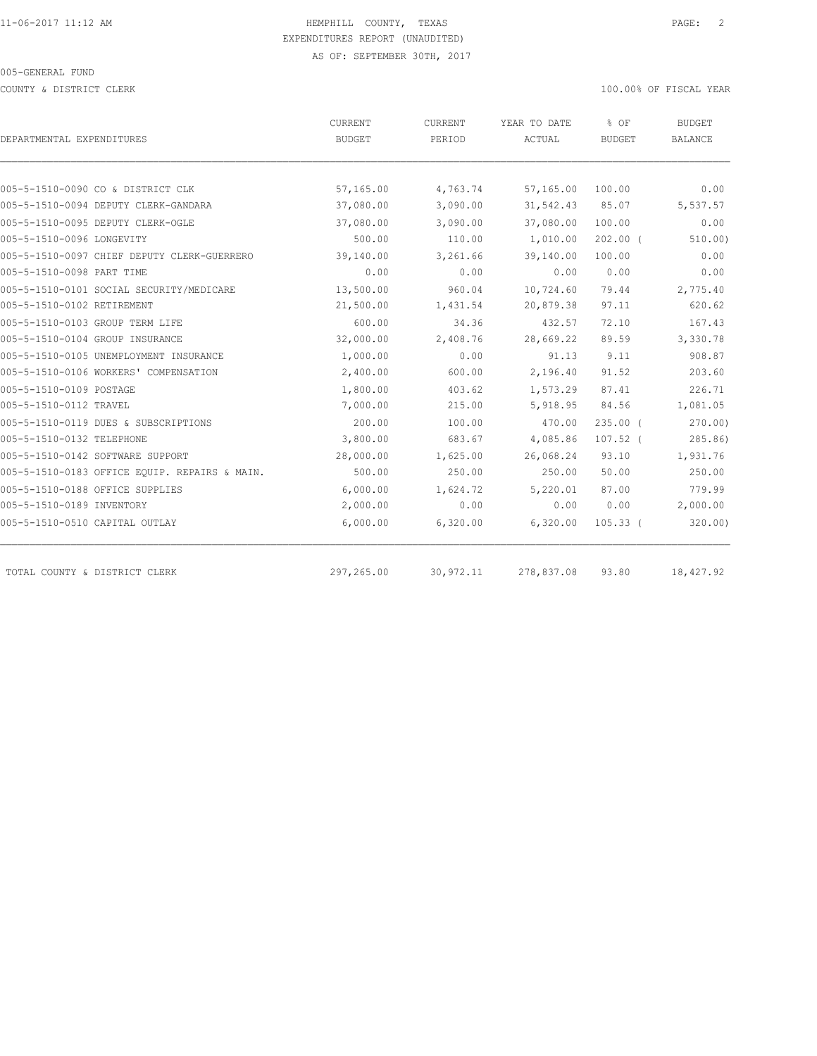HEMPHILL COUNTY, TEXAS
EXPENDITURES REPORT (UNAUDITED)
AS OF: SEPTEMBER 30TH, 2017

005-GENERAL FUND

COUNTY & DISTRICT CLERK

100.00% OF FISCAL YEAR

| DEPARTMENTAL EXPENDITURES | CURRENT BUDGET | CURRENT PERIOD | YEAR TO DATE ACTUAL | % OF BUDGET | BUDGET BALANCE |
|---|---|---|---|---|---|
| 005-5-1510-0090 CO & DISTRICT CLK | 57,165.00 | 4,763.74 | 57,165.00 | 100.00 | 0.00 |
| 005-5-1510-0094 DEPUTY CLERK-GANDARA | 37,080.00 | 3,090.00 | 31,542.43 | 85.07 | 5,537.57 |
| 005-5-1510-0095 DEPUTY CLERK-OGLE | 37,080.00 | 3,090.00 | 37,080.00 | 100.00 | 0.00 |
| 005-5-1510-0096 LONGEVITY | 500.00 | 110.00 | 1,010.00 | 202.00 ( | 510.00) |
| 005-5-1510-0097 CHIEF DEPUTY CLERK-GUERRERO | 39,140.00 | 3,261.66 | 39,140.00 | 100.00 | 0.00 |
| 005-5-1510-0098 PART TIME | 0.00 | 0.00 | 0.00 | 0.00 | 0.00 |
| 005-5-1510-0101 SOCIAL SECURITY/MEDICARE | 13,500.00 | 960.04 | 10,724.60 | 79.44 | 2,775.40 |
| 005-5-1510-0102 RETIREMENT | 21,500.00 | 1,431.54 | 20,879.38 | 97.11 | 620.62 |
| 005-5-1510-0103 GROUP TERM LIFE | 600.00 | 34.36 | 432.57 | 72.10 | 167.43 |
| 005-5-1510-0104 GROUP INSURANCE | 32,000.00 | 2,408.76 | 28,669.22 | 89.59 | 3,330.78 |
| 005-5-1510-0105 UNEMPLOYMENT INSURANCE | 1,000.00 | 0.00 | 91.13 | 9.11 | 908.87 |
| 005-5-1510-0106 WORKERS' COMPENSATION | 2,400.00 | 600.00 | 2,196.40 | 91.52 | 203.60 |
| 005-5-1510-0109 POSTAGE | 1,800.00 | 403.62 | 1,573.29 | 87.41 | 226.71 |
| 005-5-1510-0112 TRAVEL | 7,000.00 | 215.00 | 5,918.95 | 84.56 | 1,081.05 |
| 005-5-1510-0119 DUES & SUBSCRIPTIONS | 200.00 | 100.00 | 470.00 | 235.00 ( | 270.00) |
| 005-5-1510-0132 TELEPHONE | 3,800.00 | 683.67 | 4,085.86 | 107.52 ( | 285.86) |
| 005-5-1510-0142 SOFTWARE SUPPORT | 28,000.00 | 1,625.00 | 26,068.24 | 93.10 | 1,931.76 |
| 005-5-1510-0183 OFFICE EQUIP. REPAIRS & MAIN. | 500.00 | 250.00 | 250.00 | 50.00 | 250.00 |
| 005-5-1510-0188 OFFICE SUPPLIES | 6,000.00 | 1,624.72 | 5,220.01 | 87.00 | 779.99 |
| 005-5-1510-0189 INVENTORY | 2,000.00 | 0.00 | 0.00 | 0.00 | 2,000.00 |
| 005-5-1510-0510 CAPITAL OUTLAY | 6,000.00 | 6,320.00 | 6,320.00 | 105.33 ( | 320.00) |
| TOTAL COUNTY & DISTRICT CLERK | 297,265.00 | 30,972.11 | 278,837.08 | 93.80 | 18,427.92 |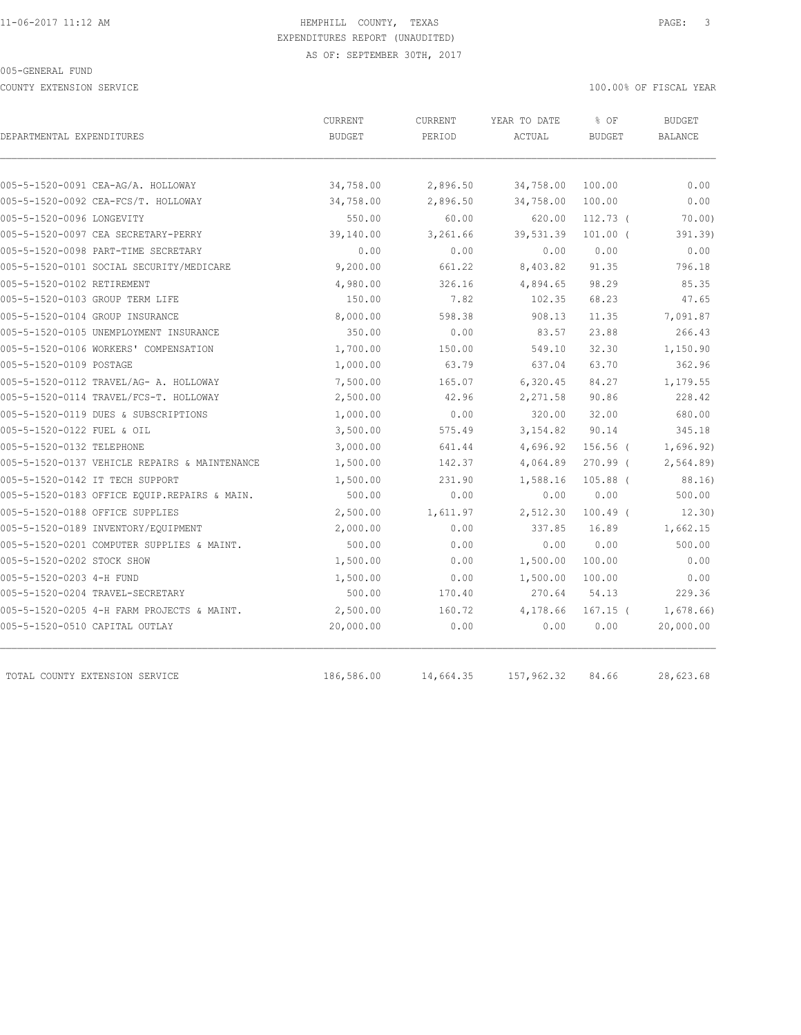11-06-2017 11:12 AM HEMPHILL COUNTY, TEXAS

EXPENDITURES REPORT (UNAUDITED)

AS OF: SEPTEMBER 30TH, 2017

005-GENERAL FUND

COUNTY EXTENSION SERVICE 100.00% OF FISCAL YEAR

| DEPARTMENTAL EXPENDITURES | CURRENT BUDGET | CURRENT PERIOD | YEAR TO DATE ACTUAL | % OF BUDGET | BUDGET BALANCE |
|---|---|---|---|---|---|
| 005-5-1520-0091 CEA-AG/A. HOLLOWAY | 34,758.00 | 2,896.50 | 34,758.00 | 100.00 | 0.00 |
| 005-5-1520-0092 CEA-FCS/T. HOLLOWAY | 34,758.00 | 2,896.50 | 34,758.00 | 100.00 | 0.00 |
| 005-5-1520-0096 LONGEVITY | 550.00 | 60.00 | 620.00 | 112.73 ( | 70.00) |
| 005-5-1520-0097 CEA SECRETARY-PERRY | 39,140.00 | 3,261.66 | 39,531.39 | 101.00 ( | 391.39) |
| 005-5-1520-0098 PART-TIME SECRETARY | 0.00 | 0.00 | 0.00 | 0.00 | 0.00 |
| 005-5-1520-0101 SOCIAL SECURITY/MEDICARE | 9,200.00 | 661.22 | 8,403.82 | 91.35 | 796.18 |
| 005-5-1520-0102 RETIREMENT | 4,980.00 | 326.16 | 4,894.65 | 98.29 | 85.35 |
| 005-5-1520-0103 GROUP TERM LIFE | 150.00 | 7.82 | 102.35 | 68.23 | 47.65 |
| 005-5-1520-0104 GROUP INSURANCE | 8,000.00 | 598.38 | 908.13 | 11.35 | 7,091.87 |
| 005-5-1520-0105 UNEMPLOYMENT INSURANCE | 350.00 | 0.00 | 83.57 | 23.88 | 266.43 |
| 005-5-1520-0106 WORKERS' COMPENSATION | 1,700.00 | 150.00 | 549.10 | 32.30 | 1,150.90 |
| 005-5-1520-0109 POSTAGE | 1,000.00 | 63.79 | 637.04 | 63.70 | 362.96 |
| 005-5-1520-0112 TRAVEL/AG- A. HOLLOWAY | 7,500.00 | 165.07 | 6,320.45 | 84.27 | 1,179.55 |
| 005-5-1520-0114 TRAVEL/FCS-T. HOLLOWAY | 2,500.00 | 42.96 | 2,271.58 | 90.86 | 228.42 |
| 005-5-1520-0119 DUES & SUBSCRIPTIONS | 1,000.00 | 0.00 | 320.00 | 32.00 | 680.00 |
| 005-5-1520-0122 FUEL & OIL | 3,500.00 | 575.49 | 3,154.82 | 90.14 | 345.18 |
| 005-5-1520-0132 TELEPHONE | 3,000.00 | 641.44 | 4,696.92 | 156.56 ( | 1,696.92) |
| 005-5-1520-0137 VEHICLE REPAIRS & MAINTENANCE | 1,500.00 | 142.37 | 4,064.89 | 270.99 ( | 2,564.89) |
| 005-5-1520-0142 IT TECH SUPPORT | 1,500.00 | 231.90 | 1,588.16 | 105.88 ( | 88.16) |
| 005-5-1520-0183 OFFICE EQUIP.REPAIRS & MAIN. | 500.00 | 0.00 | 0.00 | 0.00 | 500.00 |
| 005-5-1520-0188 OFFICE SUPPLIES | 2,500.00 | 1,611.97 | 2,512.30 | 100.49 ( | 12.30) |
| 005-5-1520-0189 INVENTORY/EQUIPMENT | 2,000.00 | 0.00 | 337.85 | 16.89 | 1,662.15 |
| 005-5-1520-0201 COMPUTER SUPPLIES & MAINT. | 500.00 | 0.00 | 0.00 | 0.00 | 500.00 |
| 005-5-1520-0202 STOCK SHOW | 1,500.00 | 0.00 | 1,500.00 | 100.00 | 0.00 |
| 005-5-1520-0203 4-H FUND | 1,500.00 | 0.00 | 1,500.00 | 100.00 | 0.00 |
| 005-5-1520-0204 TRAVEL-SECRETARY | 500.00 | 170.40 | 270.64 | 54.13 | 229.36 |
| 005-5-1520-0205 4-H FARM PROJECTS & MAINT. | 2,500.00 | 160.72 | 4,178.66 | 167.15 ( | 1,678.66) |
| 005-5-1520-0510 CAPITAL OUTLAY | 20,000.00 | 0.00 | 0.00 | 0.00 | 20,000.00 |
| TOTAL COUNTY EXTENSION SERVICE | 186,586.00 | 14,664.35 | 157,962.32 | 84.66 | 28,623.68 |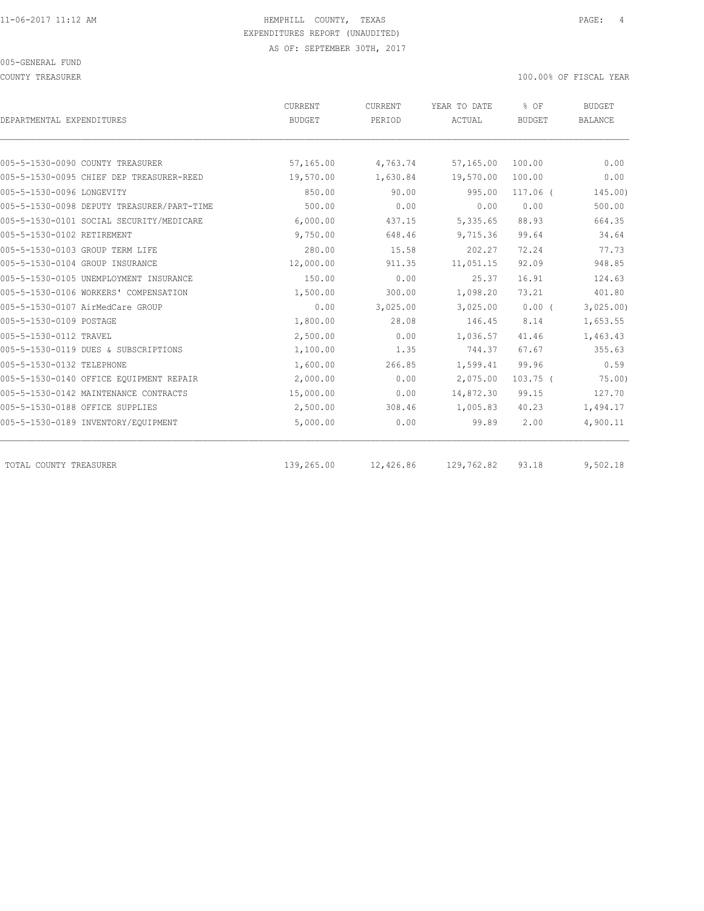HEMPHILL COUNTY, TEXAS
EXPENDITURES REPORT (UNAUDITED)
AS OF: SEPTEMBER 30TH, 2017

005-GENERAL FUND

COUNTY TREASURER

100.00% OF FISCAL YEAR

| DEPARTMENTAL EXPENDITURES | CURRENT BUDGET | CURRENT PERIOD | YEAR TO DATE ACTUAL | % OF BUDGET | BUDGET BALANCE |
|---|---|---|---|---|---|
| 005-5-1530-0090 COUNTY TREASURER | 57,165.00 | 4,763.74 | 57,165.00 | 100.00 | 0.00 |
| 005-5-1530-0095 CHIEF DEP TREASURER-REED | 19,570.00 | 1,630.84 | 19,570.00 | 100.00 | 0.00 |
| 005-5-1530-0096 LONGEVITY | 850.00 | 90.00 | 995.00 | 117.06 ( | 145.00) |
| 005-5-1530-0098 DEPUTY TREASURER/PART-TIME | 500.00 | 0.00 | 0.00 | 0.00 | 500.00 |
| 005-5-1530-0101 SOCIAL SECURITY/MEDICARE | 6,000.00 | 437.15 | 5,335.65 | 88.93 | 664.35 |
| 005-5-1530-0102 RETIREMENT | 9,750.00 | 648.46 | 9,715.36 | 99.64 | 34.64 |
| 005-5-1530-0103 GROUP TERM LIFE | 280.00 | 15.58 | 202.27 | 72.24 | 77.73 |
| 005-5-1530-0104 GROUP INSURANCE | 12,000.00 | 911.35 | 11,051.15 | 92.09 | 948.85 |
| 005-5-1530-0105 UNEMPLOYMENT INSURANCE | 150.00 | 0.00 | 25.37 | 16.91 | 124.63 |
| 005-5-1530-0106 WORKERS' COMPENSATION | 1,500.00 | 300.00 | 1,098.20 | 73.21 | 401.80 |
| 005-5-1530-0107 AirMedCare GROUP | 0.00 | 3,025.00 | 3,025.00 | 0.00 ( | 3,025.00) |
| 005-5-1530-0109 POSTAGE | 1,800.00 | 28.08 | 146.45 | 8.14 | 1,653.55 |
| 005-5-1530-0112 TRAVEL | 2,500.00 | 0.00 | 1,036.57 | 41.46 | 1,463.43 |
| 005-5-1530-0119 DUES & SUBSCRIPTIONS | 1,100.00 | 1.35 | 744.37 | 67.67 | 355.63 |
| 005-5-1530-0132 TELEPHONE | 1,600.00 | 266.85 | 1,599.41 | 99.96 | 0.59 |
| 005-5-1530-0140 OFFICE EQUIPMENT REPAIR | 2,000.00 | 0.00 | 2,075.00 | 103.75 ( | 75.00) |
| 005-5-1530-0142 MAINTENANCE CONTRACTS | 15,000.00 | 0.00 | 14,872.30 | 99.15 | 127.70 |
| 005-5-1530-0188 OFFICE SUPPLIES | 2,500.00 | 308.46 | 1,005.83 | 40.23 | 1,494.17 |
| 005-5-1530-0189 INVENTORY/EQUIPMENT | 5,000.00 | 0.00 | 99.89 | 2.00 | 4,900.11 |
| TOTAL COUNTY TREASURER | 139,265.00 | 12,426.86 | 129,762.82 | 93.18 | 9,502.18 |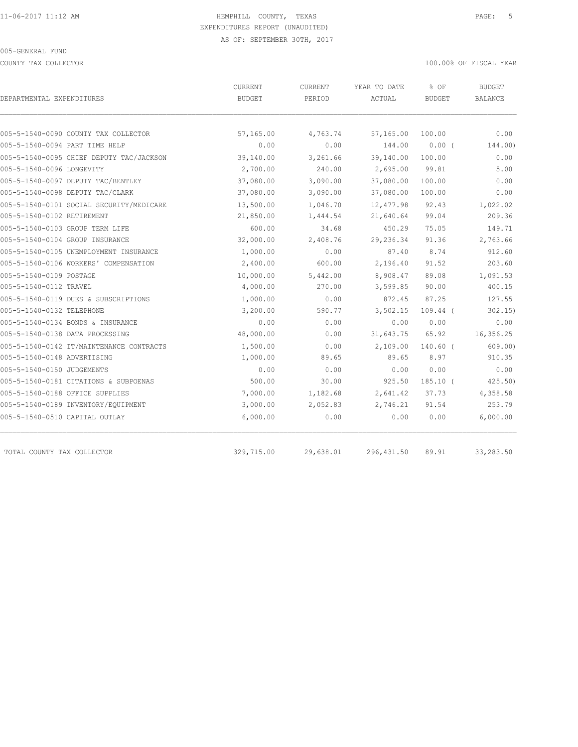HEMPHILL COUNTY, TEXAS
EXPENDITURES REPORT (UNAUDITED)
AS OF: SEPTEMBER 30TH, 2017

005-GENERAL FUND

COUNTY TAX COLLECTOR

100.00% OF FISCAL YEAR

| DEPARTMENTAL EXPENDITURES | CURRENT BUDGET | CURRENT PERIOD | YEAR TO DATE ACTUAL | % OF BUDGET | BUDGET BALANCE |
|---|---|---|---|---|---|
| 005-5-1540-0090 COUNTY TAX COLLECTOR | 57,165.00 | 4,763.74 | 57,165.00 | 100.00 | 0.00 |
| 005-5-1540-0094 PART TIME HELP | 0.00 | 0.00 | 144.00 | 0.00 ( | 144.00) |
| 005-5-1540-0095 CHIEF DEPUTY TAC/JACKSON | 39,140.00 | 3,261.66 | 39,140.00 | 100.00 | 0.00 |
| 005-5-1540-0096 LONGEVITY | 2,700.00 | 240.00 | 2,695.00 | 99.81 | 5.00 |
| 005-5-1540-0097 DEPUTY TAC/BENTLEY | 37,080.00 | 3,090.00 | 37,080.00 | 100.00 | 0.00 |
| 005-5-1540-0098 DEPUTY TAC/CLARK | 37,080.00 | 3,090.00 | 37,080.00 | 100.00 | 0.00 |
| 005-5-1540-0101 SOCIAL SECURITY/MEDICARE | 13,500.00 | 1,046.70 | 12,477.98 | 92.43 | 1,022.02 |
| 005-5-1540-0102 RETIREMENT | 21,850.00 | 1,444.54 | 21,640.64 | 99.04 | 209.36 |
| 005-5-1540-0103 GROUP TERM LIFE | 600.00 | 34.68 | 450.29 | 75.05 | 149.71 |
| 005-5-1540-0104 GROUP INSURANCE | 32,000.00 | 2,408.76 | 29,236.34 | 91.36 | 2,763.66 |
| 005-5-1540-0105 UNEMPLOYMENT INSURANCE | 1,000.00 | 0.00 | 87.40 | 8.74 | 912.60 |
| 005-5-1540-0106 WORKERS' COMPENSATION | 2,400.00 | 600.00 | 2,196.40 | 91.52 | 203.60 |
| 005-5-1540-0109 POSTAGE | 10,000.00 | 5,442.00 | 8,908.47 | 89.08 | 1,091.53 |
| 005-5-1540-0112 TRAVEL | 4,000.00 | 270.00 | 3,599.85 | 90.00 | 400.15 |
| 005-5-1540-0119 DUES & SUBSCRIPTIONS | 1,000.00 | 0.00 | 872.45 | 87.25 | 127.55 |
| 005-5-1540-0132 TELEPHONE | 3,200.00 | 590.77 | 3,502.15 | 109.44 ( | 302.15) |
| 005-5-1540-0134 BONDS & INSURANCE | 0.00 | 0.00 | 0.00 | 0.00 | 0.00 |
| 005-5-1540-0138 DATA PROCESSING | 48,000.00 | 0.00 | 31,643.75 | 65.92 | 16,356.25 |
| 005-5-1540-0142 IT/MAINTENANCE CONTRACTS | 1,500.00 | 0.00 | 2,109.00 | 140.60 ( | 609.00) |
| 005-5-1540-0148 ADVERTISING | 1,000.00 | 89.65 | 89.65 | 8.97 | 910.35 |
| 005-5-1540-0150 JUDGEMENTS | 0.00 | 0.00 | 0.00 | 0.00 | 0.00 |
| 005-5-1540-0181 CITATIONS & SUBPOENAS | 500.00 | 30.00 | 925.50 | 185.10 ( | 425.50) |
| 005-5-1540-0188 OFFICE SUPPLIES | 7,000.00 | 1,182.68 | 2,641.42 | 37.73 | 4,358.58 |
| 005-5-1540-0189 INVENTORY/EQUIPMENT | 3,000.00 | 2,052.83 | 2,746.21 | 91.54 | 253.79 |
| 005-5-1540-0510 CAPITAL OUTLAY | 6,000.00 | 0.00 | 0.00 | 0.00 | 6,000.00 |
| TOTAL COUNTY TAX COLLECTOR | 329,715.00 | 29,638.01 | 296,431.50 | 89.91 | 33,283.50 |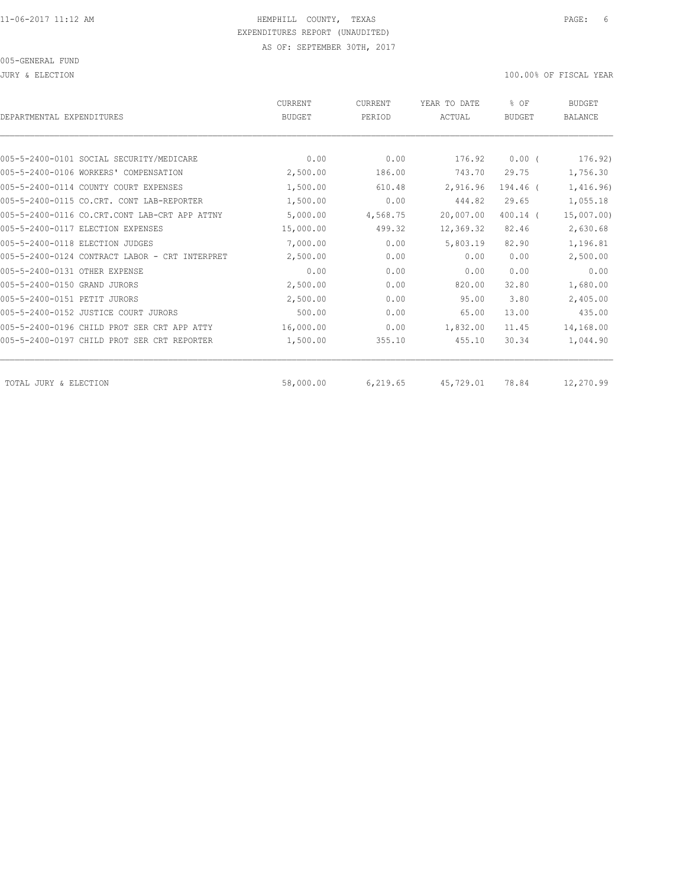HEMPHILL COUNTY, TEXAS
EXPENDITURES REPORT (UNAUDITED)
AS OF: SEPTEMBER 30TH, 2017

005-GENERAL FUND

JURY & ELECTION

100.00% OF FISCAL YEAR

| DEPARTMENTAL EXPENDITURES | CURRENT BUDGET | CURRENT PERIOD | YEAR TO DATE ACTUAL | % OF BUDGET | BUDGET BALANCE |
|---|---|---|---|---|---|
| 005-5-2400-0101 SOCIAL SECURITY/MEDICARE | 0.00 | 0.00 | 176.92 | 0.00 ( | 176.92) |
| 005-5-2400-0106 WORKERS' COMPENSATION | 2,500.00 | 186.00 | 743.70 | 29.75 | 1,756.30 |
| 005-5-2400-0114 COUNTY COURT EXPENSES | 1,500.00 | 610.48 | 2,916.96 | 194.46 ( | 1,416.96) |
| 005-5-2400-0115 CO.CRT. CONT LAB-REPORTER | 1,500.00 | 0.00 | 444.82 | 29.65 | 1,055.18 |
| 005-5-2400-0116 CO.CRT.CONT LAB-CRT APP ATTNY | 5,000.00 | 4,568.75 | 20,007.00 | 400.14 ( | 15,007.00) |
| 005-5-2400-0117 ELECTION EXPENSES | 15,000.00 | 499.32 | 12,369.32 | 82.46 | 2,630.68 |
| 005-5-2400-0118 ELECTION JUDGES | 7,000.00 | 0.00 | 5,803.19 | 82.90 | 1,196.81 |
| 005-5-2400-0124 CONTRACT LABOR - CRT INTERPRET | 2,500.00 | 0.00 | 0.00 | 0.00 | 2,500.00 |
| 005-5-2400-0131 OTHER EXPENSE | 0.00 | 0.00 | 0.00 | 0.00 | 0.00 |
| 005-5-2400-0150 GRAND JURORS | 2,500.00 | 0.00 | 820.00 | 32.80 | 1,680.00 |
| 005-5-2400-0151 PETIT JURORS | 2,500.00 | 0.00 | 95.00 | 3.80 | 2,405.00 |
| 005-5-2400-0152 JUSTICE COURT JURORS | 500.00 | 0.00 | 65.00 | 13.00 | 435.00 |
| 005-5-2400-0196 CHILD PROT SER CRT APP ATTY | 16,000.00 | 0.00 | 1,832.00 | 11.45 | 14,168.00 |
| 005-5-2400-0197 CHILD PROT SER CRT REPORTER | 1,500.00 | 355.10 | 455.10 | 30.34 | 1,044.90 |
| TOTAL JURY & ELECTION | 58,000.00 | 6,219.65 | 45,729.01 | 78.84 | 12,270.99 |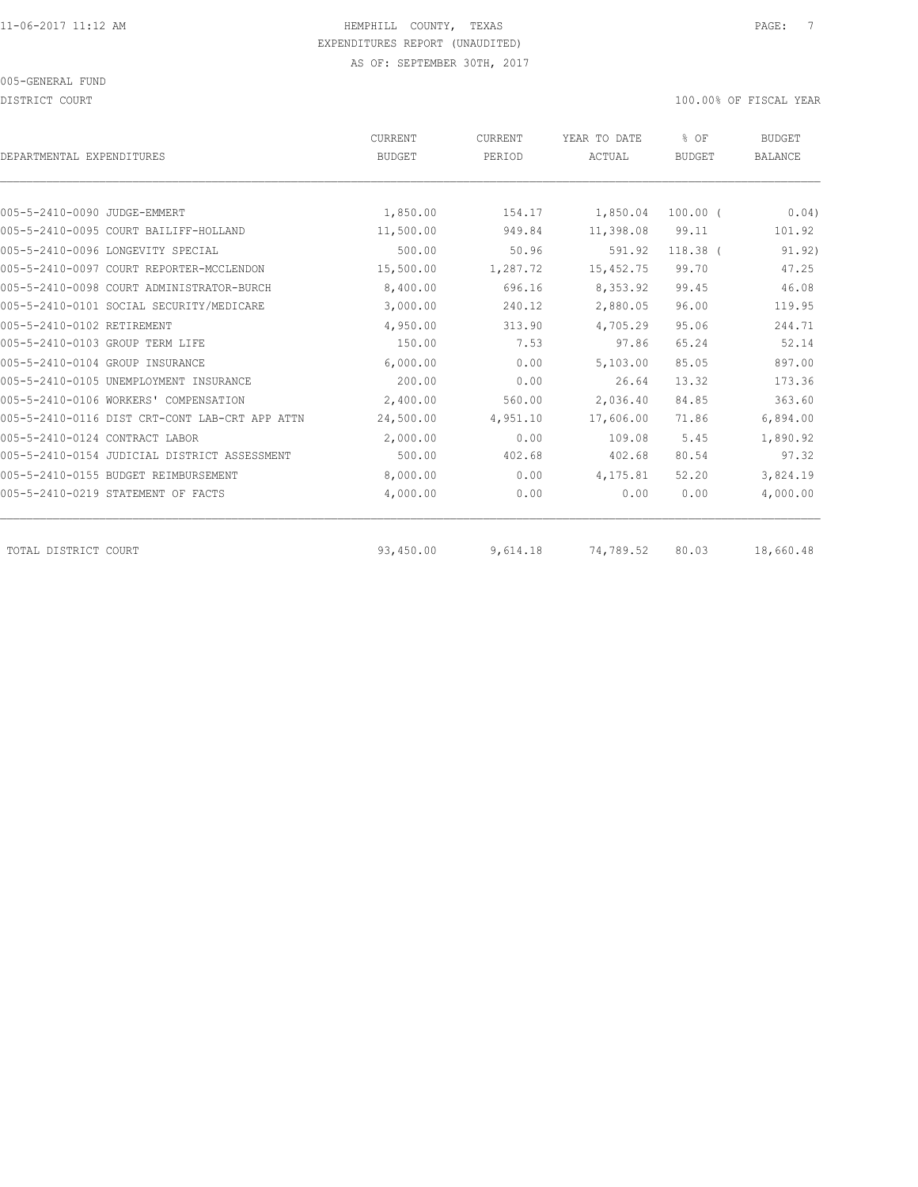HEMPHILL COUNTY, TEXAS

EXPENDITURES REPORT (UNAUDITED)

AS OF: SEPTEMBER 30TH, 2017

005-GENERAL FUND

DISTRICT COURT

100.00% OF FISCAL YEAR

| DEPARTMENTAL EXPENDITURES | CURRENT BUDGET | CURRENT PERIOD | YEAR TO DATE ACTUAL | % OF BUDGET | BUDGET BALANCE |
|---|---|---|---|---|---|
| 005-5-2410-0090 JUDGE-EMMERT | 1,850.00 | 154.17 | 1,850.04 | 100.00 ( | 0.04) |
| 005-5-2410-0095 COURT BAILIFF-HOLLAND | 11,500.00 | 949.84 | 11,398.08 | 99.11 | 101.92 |
| 005-5-2410-0096 LONGEVITY SPECIAL | 500.00 | 50.96 | 591.92 | 118.38 ( | 91.92) |
| 005-5-2410-0097 COURT REPORTER-MCCLENDON | 15,500.00 | 1,287.72 | 15,452.75 | 99.70 | 47.25 |
| 005-5-2410-0098 COURT ADMINISTRATOR-BURCH | 8,400.00 | 696.16 | 8,353.92 | 99.45 | 46.08 |
| 005-5-2410-0101 SOCIAL SECURITY/MEDICARE | 3,000.00 | 240.12 | 2,880.05 | 96.00 | 119.95 |
| 005-5-2410-0102 RETIREMENT | 4,950.00 | 313.90 | 4,705.29 | 95.06 | 244.71 |
| 005-5-2410-0103 GROUP TERM LIFE | 150.00 | 7.53 | 97.86 | 65.24 | 52.14 |
| 005-5-2410-0104 GROUP INSURANCE | 6,000.00 | 0.00 | 5,103.00 | 85.05 | 897.00 |
| 005-5-2410-0105 UNEMPLOYMENT INSURANCE | 200.00 | 0.00 | 26.64 | 13.32 | 173.36 |
| 005-5-2410-0106 WORKERS' COMPENSATION | 2,400.00 | 560.00 | 2,036.40 | 84.85 | 363.60 |
| 005-5-2410-0116 DIST CRT-CONT LAB-CRT APP ATTN | 24,500.00 | 4,951.10 | 17,606.00 | 71.86 | 6,894.00 |
| 005-5-2410-0124 CONTRACT LABOR | 2,000.00 | 0.00 | 109.08 | 5.45 | 1,890.92 |
| 005-5-2410-0154 JUDICIAL DISTRICT ASSESSMENT | 500.00 | 402.68 | 402.68 | 80.54 | 97.32 |
| 005-5-2410-0155 BUDGET REIMBURSEMENT | 8,000.00 | 0.00 | 4,175.81 | 52.20 | 3,824.19 |
| 005-5-2410-0219 STATEMENT OF FACTS | 4,000.00 | 0.00 | 0.00 | 0.00 | 4,000.00 |
| TOTAL DISTRICT COURT | 93,450.00 | 9,614.18 | 74,789.52 | 80.03 | 18,660.48 |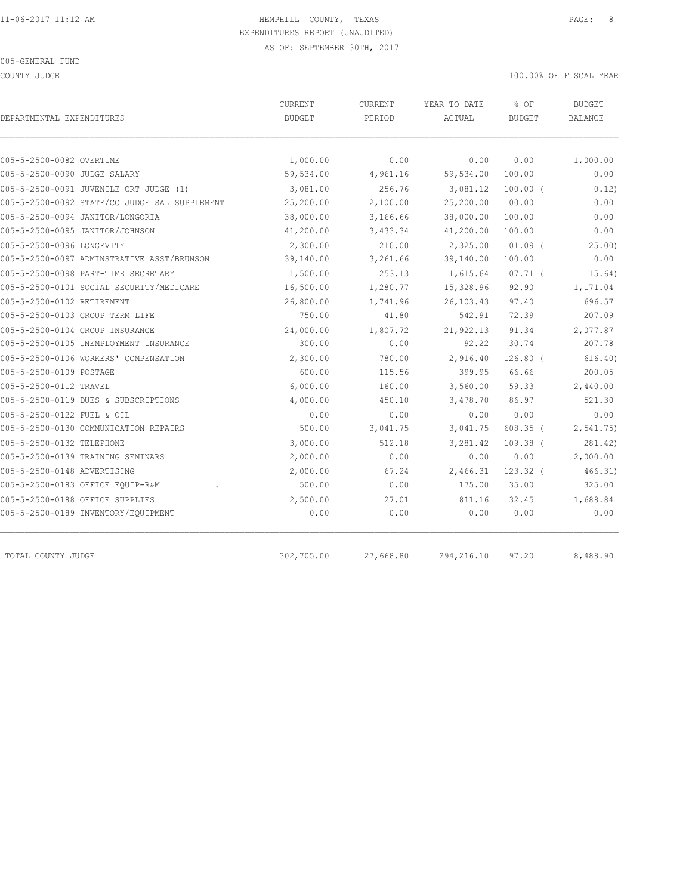HEMPHILL COUNTY, TEXAS
EXPENDITURES REPORT (UNAUDITED)
AS OF: SEPTEMBER 30TH, 2017

005-GENERAL FUND

COUNTY JUDGE

100.00% OF FISCAL YEAR

| DEPARTMENTAL EXPENDITURES | CURRENT BUDGET | CURRENT PERIOD | YEAR TO DATE ACTUAL | % OF BUDGET | BUDGET BALANCE |
|---|---|---|---|---|---|
| 005-5-2500-0082 OVERTIME | 1,000.00 | 0.00 | 0.00 | 0.00 | 1,000.00 |
| 005-5-2500-0090 JUDGE SALARY | 59,534.00 | 4,961.16 | 59,534.00 | 100.00 | 0.00 |
| 005-5-2500-0091 JUVENILE CRT JUDGE (1) | 3,081.00 | 256.76 | 3,081.12 | 100.00 ( | 0.12) |
| 005-5-2500-0092 STATE/CO JUDGE SAL SUPPLEMENT | 25,200.00 | 2,100.00 | 25,200.00 | 100.00 | 0.00 |
| 005-5-2500-0094 JANITOR/LONGORIA | 38,000.00 | 3,166.66 | 38,000.00 | 100.00 | 0.00 |
| 005-5-2500-0095 JANITOR/JOHNSON | 41,200.00 | 3,433.34 | 41,200.00 | 100.00 | 0.00 |
| 005-5-2500-0096 LONGEVITY | 2,300.00 | 210.00 | 2,325.00 | 101.09 ( | 25.00) |
| 005-5-2500-0097 ADMINSTRATIVE ASST/BRUNSON | 39,140.00 | 3,261.66 | 39,140.00 | 100.00 | 0.00 |
| 005-5-2500-0098 PART-TIME SECRETARY | 1,500.00 | 253.13 | 1,615.64 | 107.71 ( | 115.64) |
| 005-5-2500-0101 SOCIAL SECURITY/MEDICARE | 16,500.00 | 1,280.77 | 15,328.96 | 92.90 | 1,171.04 |
| 005-5-2500-0102 RETIREMENT | 26,800.00 | 1,741.96 | 26,103.43 | 97.40 | 696.57 |
| 005-5-2500-0103 GROUP TERM LIFE | 750.00 | 41.80 | 542.91 | 72.39 | 207.09 |
| 005-5-2500-0104 GROUP INSURANCE | 24,000.00 | 1,807.72 | 21,922.13 | 91.34 | 2,077.87 |
| 005-5-2500-0105 UNEMPLOYMENT INSURANCE | 300.00 | 0.00 | 92.22 | 30.74 | 207.78 |
| 005-5-2500-0106 WORKERS' COMPENSATION | 2,300.00 | 780.00 | 2,916.40 | 126.80 ( | 616.40) |
| 005-5-2500-0109 POSTAGE | 600.00 | 115.56 | 399.95 | 66.66 | 200.05 |
| 005-5-2500-0112 TRAVEL | 6,000.00 | 160.00 | 3,560.00 | 59.33 | 2,440.00 |
| 005-5-2500-0119 DUES & SUBSCRIPTIONS | 4,000.00 | 450.10 | 3,478.70 | 86.97 | 521.30 |
| 005-5-2500-0122 FUEL & OIL | 0.00 | 0.00 | 0.00 | 0.00 | 0.00 |
| 005-5-2500-0130 COMMUNICATION REPAIRS | 500.00 | 3,041.75 | 3,041.75 | 608.35 ( | 2,541.75) |
| 005-5-2500-0132 TELEPHONE | 3,000.00 | 512.18 | 3,281.42 | 109.38 ( | 281.42) |
| 005-5-2500-0139 TRAINING SEMINARS | 2,000.00 | 0.00 | 0.00 | 0.00 | 2,000.00 |
| 005-5-2500-0148 ADVERTISING | 2,000.00 | 67.24 | 2,466.31 | 123.32 ( | 466.31) |
| 005-5-2500-0183 OFFICE EQUIP-R&M . | 500.00 | 0.00 | 175.00 | 35.00 | 325.00 |
| 005-5-2500-0188 OFFICE SUPPLIES | 2,500.00 | 27.01 | 811.16 | 32.45 | 1,688.84 |
| 005-5-2500-0189 INVENTORY/EQUIPMENT | 0.00 | 0.00 | 0.00 | 0.00 | 0.00 |
| TOTAL COUNTY JUDGE | 302,705.00 | 27,668.80 | 294,216.10 | 97.20 | 8,488.90 |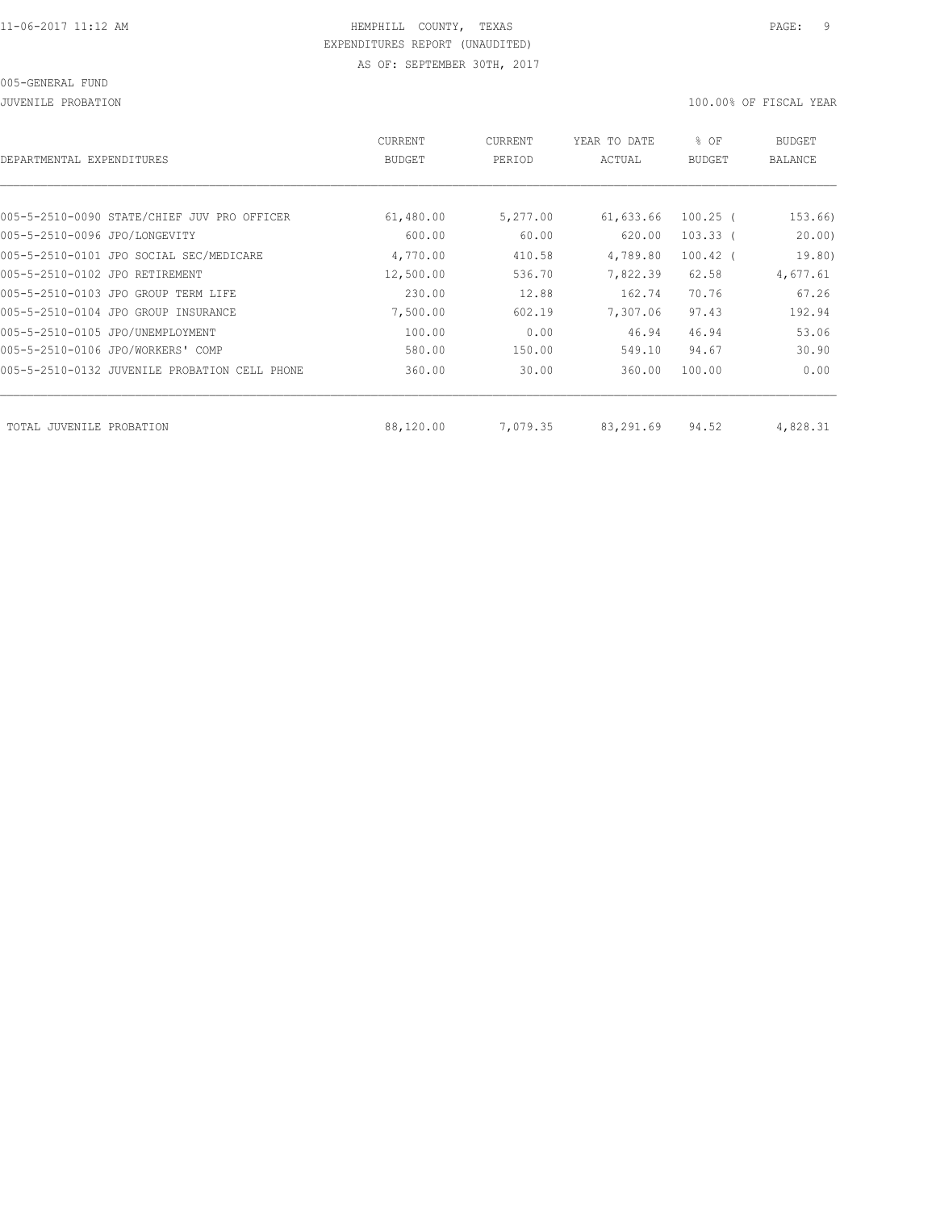HEMPHILL COUNTY, TEXAS
EXPENDITURES REPORT (UNAUDITED)
AS OF: SEPTEMBER 30TH, 2017

005-GENERAL FUND

JUVENILE PROBATION

100.00% OF FISCAL YEAR

| DEPARTMENTAL EXPENDITURES | CURRENT BUDGET | CURRENT PERIOD | YEAR TO DATE ACTUAL | % OF BUDGET | BUDGET BALANCE |
|---|---|---|---|---|---|
| 005-5-2510-0090 STATE/CHIEF JUV PRO OFFICER | 61,480.00 | 5,277.00 | 61,633.66 | 100.25 ( | 153.66) |
| 005-5-2510-0096 JPO/LONGEVITY | 600.00 | 60.00 | 620.00 | 103.33 ( | 20.00) |
| 005-5-2510-0101 JPO SOCIAL SEC/MEDICARE | 4,770.00 | 410.58 | 4,789.80 | 100.42 ( | 19.80) |
| 005-5-2510-0102 JPO RETIREMENT | 12,500.00 | 536.70 | 7,822.39 | 62.58 | 4,677.61 |
| 005-5-2510-0103 JPO GROUP TERM LIFE | 230.00 | 12.88 | 162.74 | 70.76 | 67.26 |
| 005-5-2510-0104 JPO GROUP INSURANCE | 7,500.00 | 602.19 | 7,307.06 | 97.43 | 192.94 |
| 005-5-2510-0105 JPO/UNEMPLOYMENT | 100.00 | 0.00 | 46.94 | 46.94 | 53.06 |
| 005-5-2510-0106 JPO/WORKERS' COMP | 580.00 | 150.00 | 549.10 | 94.67 | 30.90 |
| 005-5-2510-0132 JUVENILE PROBATION CELL PHONE | 360.00 | 30.00 | 360.00 | 100.00 | 0.00 |
| TOTAL JUVENILE PROBATION | 88,120.00 | 7,079.35 | 83,291.69 | 94.52 | 4,828.31 |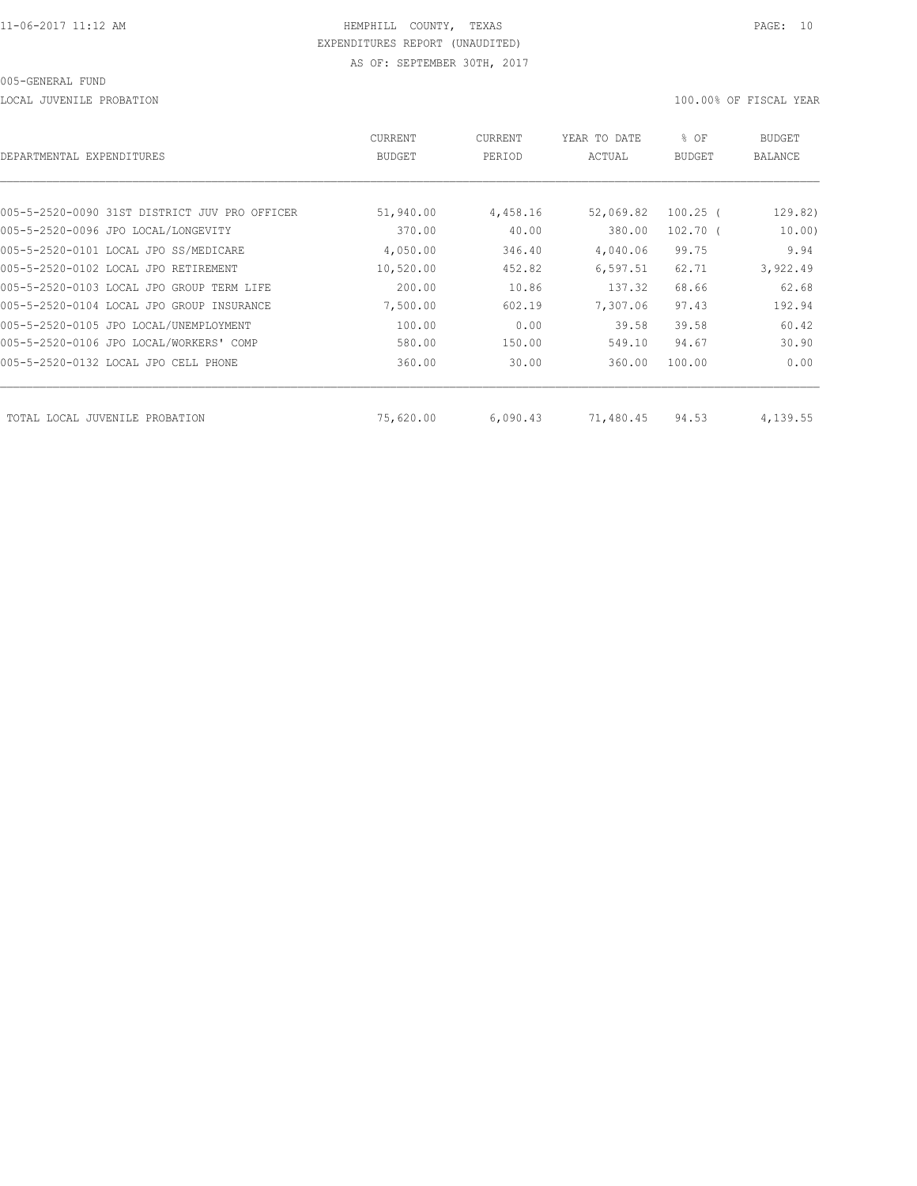HEMPHILL COUNTY, TEXAS
EXPENDITURES REPORT (UNAUDITED)
AS OF: SEPTEMBER 30TH, 2017

005-GENERAL FUND

LOCAL JUVENILE PROBATION — 100.00% OF FISCAL YEAR

| DEPARTMENTAL EXPENDITURES | CURRENT BUDGET | CURRENT PERIOD | YEAR TO DATE ACTUAL | % OF BUDGET | BUDGET BALANCE |
|---|---|---|---|---|---|
| 005-5-2520-0090 31ST DISTRICT JUV PRO OFFICER | 51,940.00 | 4,458.16 | 52,069.82 | 100.25 | ( 129.82) |
| 005-5-2520-0096 JPO LOCAL/LONGEVITY | 370.00 | 40.00 | 380.00 | 102.70 | ( 10.00) |
| 005-5-2520-0101 LOCAL JPO SS/MEDICARE | 4,050.00 | 346.40 | 4,040.06 | 99.75 | 9.94 |
| 005-5-2520-0102 LOCAL JPO RETIREMENT | 10,520.00 | 452.82 | 6,597.51 | 62.71 | 3,922.49 |
| 005-5-2520-0103 LOCAL JPO GROUP TERM LIFE | 200.00 | 10.86 | 137.32 | 68.66 | 62.68 |
| 005-5-2520-0104 LOCAL JPO GROUP INSURANCE | 7,500.00 | 602.19 | 7,307.06 | 97.43 | 192.94 |
| 005-5-2520-0105 JPO LOCAL/UNEMPLOYMENT | 100.00 | 0.00 | 39.58 | 39.58 | 60.42 |
| 005-5-2520-0106 JPO LOCAL/WORKERS' COMP | 580.00 | 150.00 | 549.10 | 94.67 | 30.90 |
| 005-5-2520-0132 LOCAL JPO CELL PHONE | 360.00 | 30.00 | 360.00 | 100.00 | 0.00 |
| TOTAL LOCAL JUVENILE PROBATION | 75,620.00 | 6,090.43 | 71,480.45 | 94.53 | 4,139.55 |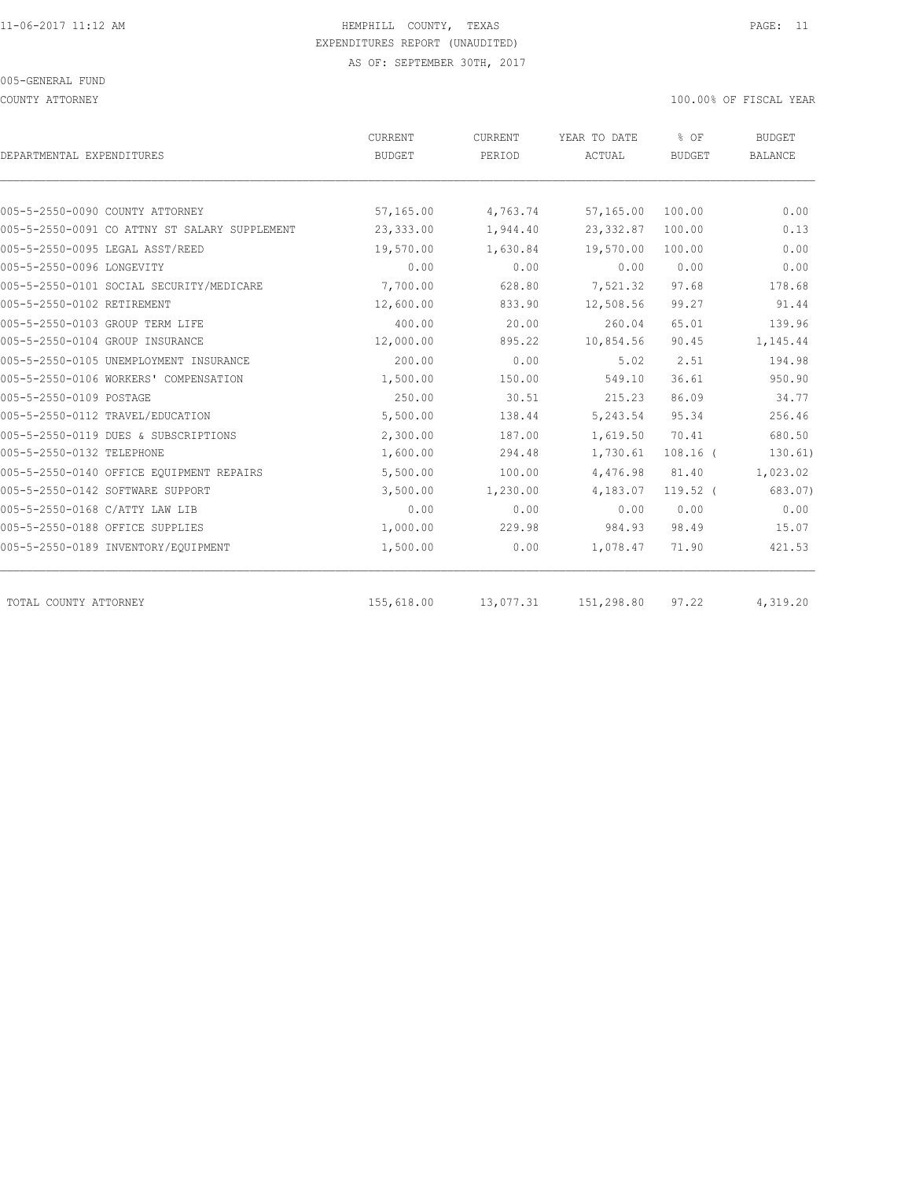HEMPHILL COUNTY, TEXAS
EXPENDITURES REPORT (UNAUDITED)
AS OF: SEPTEMBER 30TH, 2017

11-06-2017 11:12 AM

005-GENERAL FUND

COUNTY ATTORNEY

100.00% OF FISCAL YEAR

| DEPARTMENTAL EXPENDITURES | CURRENT BUDGET | CURRENT PERIOD | YEAR TO DATE ACTUAL | % OF BUDGET | BUDGET BALANCE |
|---|---|---|---|---|---|
| 005-5-2550-0090 COUNTY ATTORNEY | 57,165.00 | 4,763.74 | 57,165.00 | 100.00 | 0.00 |
| 005-5-2550-0091 CO ATTNY ST SALARY SUPPLEMENT | 23,333.00 | 1,944.40 | 23,332.87 | 100.00 | 0.13 |
| 005-5-2550-0095 LEGAL ASST/REED | 19,570.00 | 1,630.84 | 19,570.00 | 100.00 | 0.00 |
| 005-5-2550-0096 LONGEVITY | 0.00 | 0.00 | 0.00 | 0.00 | 0.00 |
| 005-5-2550-0101 SOCIAL SECURITY/MEDICARE | 7,700.00 | 628.80 | 7,521.32 | 97.68 | 178.68 |
| 005-5-2550-0102 RETIREMENT | 12,600.00 | 833.90 | 12,508.56 | 99.27 | 91.44 |
| 005-5-2550-0103 GROUP TERM LIFE | 400.00 | 20.00 | 260.04 | 65.01 | 139.96 |
| 005-5-2550-0104 GROUP INSURANCE | 12,000.00 | 895.22 | 10,854.56 | 90.45 | 1,145.44 |
| 005-5-2550-0105 UNEMPLOYMENT INSURANCE | 200.00 | 0.00 | 5.02 | 2.51 | 194.98 |
| 005-5-2550-0106 WORKERS' COMPENSATION | 1,500.00 | 150.00 | 549.10 | 36.61 | 950.90 |
| 005-5-2550-0109 POSTAGE | 250.00 | 30.51 | 215.23 | 86.09 | 34.77 |
| 005-5-2550-0112 TRAVEL/EDUCATION | 5,500.00 | 138.44 | 5,243.54 | 95.34 | 256.46 |
| 005-5-2550-0119 DUES & SUBSCRIPTIONS | 2,300.00 | 187.00 | 1,619.50 | 70.41 | 680.50 |
| 005-5-2550-0132 TELEPHONE | 1,600.00 | 294.48 | 1,730.61 | 108.16 | (130.61) |
| 005-5-2550-0140 OFFICE EQUIPMENT REPAIRS | 5,500.00 | 100.00 | 4,476.98 | 81.40 | 1,023.02 |
| 005-5-2550-0142 SOFTWARE SUPPORT | 3,500.00 | 1,230.00 | 4,183.07 | 119.52 | (683.07) |
| 005-5-2550-0168 C/ATTY LAW LIB | 0.00 | 0.00 | 0.00 | 0.00 | 0.00 |
| 005-5-2550-0188 OFFICE SUPPLIES | 1,000.00 | 229.98 | 984.93 | 98.49 | 15.07 |
| 005-5-2550-0189 INVENTORY/EQUIPMENT | 1,500.00 | 0.00 | 1,078.47 | 71.90 | 421.53 |
| TOTAL COUNTY ATTORNEY | 155,618.00 | 13,077.31 | 151,298.80 | 97.22 | 4,319.20 |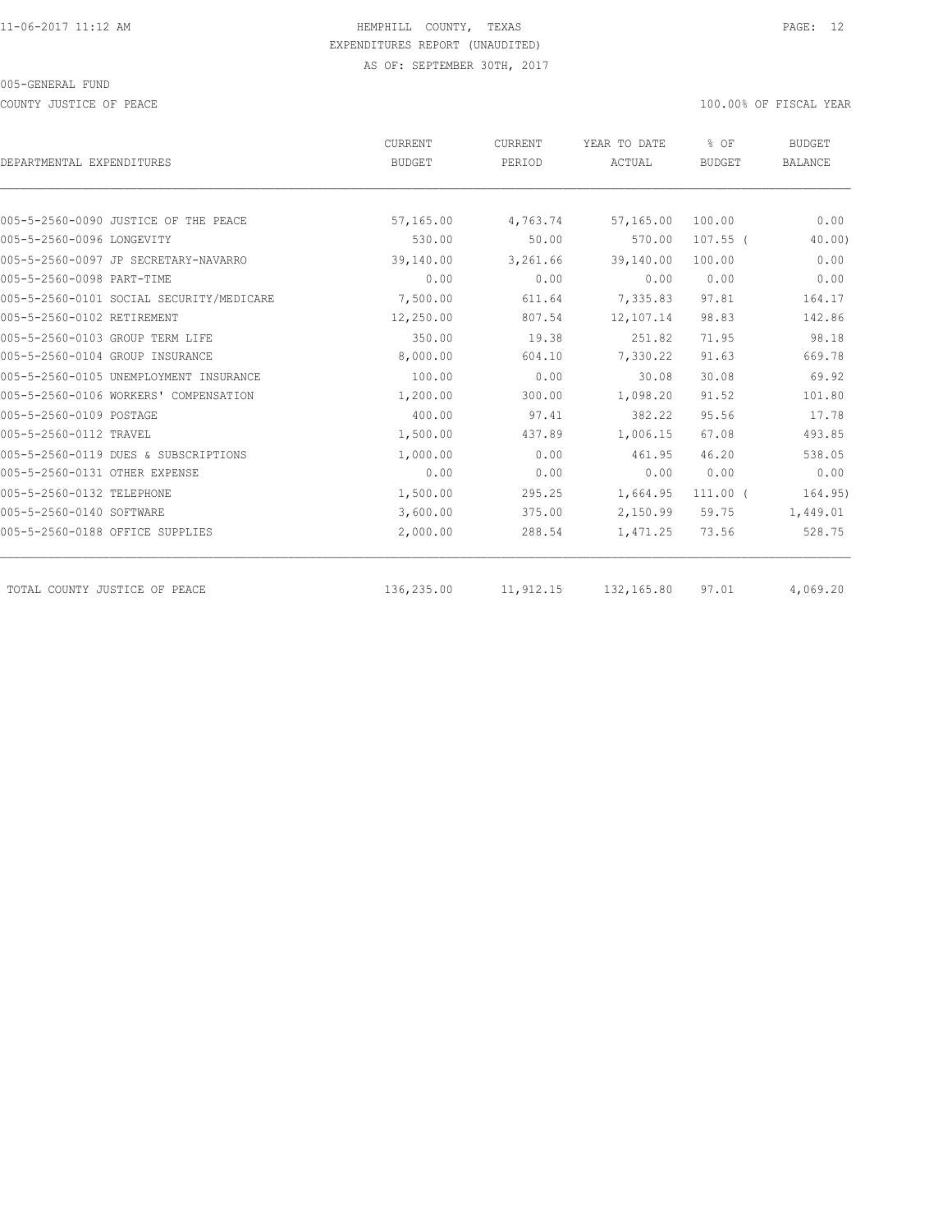HEMPHILL COUNTY, TEXAS
EXPENDITURES REPORT (UNAUDITED)
AS OF: SEPTEMBER 30TH, 2017

005-GENERAL FUND

COUNTY JUSTICE OF PEACE — 100.00% OF FISCAL YEAR

| DEPARTMENTAL EXPENDITURES | CURRENT BUDGET | CURRENT PERIOD | YEAR TO DATE ACTUAL | % OF BUDGET | BUDGET BALANCE |
|---|---|---|---|---|---|
| 005-5-2560-0090 JUSTICE OF THE PEACE | 57,165.00 | 4,763.74 | 57,165.00 | 100.00 | 0.00 |
| 005-5-2560-0096 LONGEVITY | 530.00 | 50.00 | 570.00 | 107.55 ( | 40.00) |
| 005-5-2560-0097 JP SECRETARY-NAVARRO | 39,140.00 | 3,261.66 | 39,140.00 | 100.00 | 0.00 |
| 005-5-2560-0098 PART-TIME | 0.00 | 0.00 | 0.00 | 0.00 | 0.00 |
| 005-5-2560-0101 SOCIAL SECURITY/MEDICARE | 7,500.00 | 611.64 | 7,335.83 | 97.81 | 164.17 |
| 005-5-2560-0102 RETIREMENT | 12,250.00 | 807.54 | 12,107.14 | 98.83 | 142.86 |
| 005-5-2560-0103 GROUP TERM LIFE | 350.00 | 19.38 | 251.82 | 71.95 | 98.18 |
| 005-5-2560-0104 GROUP INSURANCE | 8,000.00 | 604.10 | 7,330.22 | 91.63 | 669.78 |
| 005-5-2560-0105 UNEMPLOYMENT INSURANCE | 100.00 | 0.00 | 30.08 | 30.08 | 69.92 |
| 005-5-2560-0106 WORKERS' COMPENSATION | 1,200.00 | 300.00 | 1,098.20 | 91.52 | 101.80 |
| 005-5-2560-0109 POSTAGE | 400.00 | 97.41 | 382.22 | 95.56 | 17.78 |
| 005-5-2560-0112 TRAVEL | 1,500.00 | 437.89 | 1,006.15 | 67.08 | 493.85 |
| 005-5-2560-0119 DUES & SUBSCRIPTIONS | 1,000.00 | 0.00 | 461.95 | 46.20 | 538.05 |
| 005-5-2560-0131 OTHER EXPENSE | 0.00 | 0.00 | 0.00 | 0.00 | 0.00 |
| 005-5-2560-0132 TELEPHONE | 1,500.00 | 295.25 | 1,664.95 | 111.00 ( | 164.95) |
| 005-5-2560-0140 SOFTWARE | 3,600.00 | 375.00 | 2,150.99 | 59.75 | 1,449.01 |
| 005-5-2560-0188 OFFICE SUPPLIES | 2,000.00 | 288.54 | 1,471.25 | 73.56 | 528.75 |
| TOTAL COUNTY JUSTICE OF PEACE | 136,235.00 | 11,912.15 | 132,165.80 | 97.01 | 4,069.20 |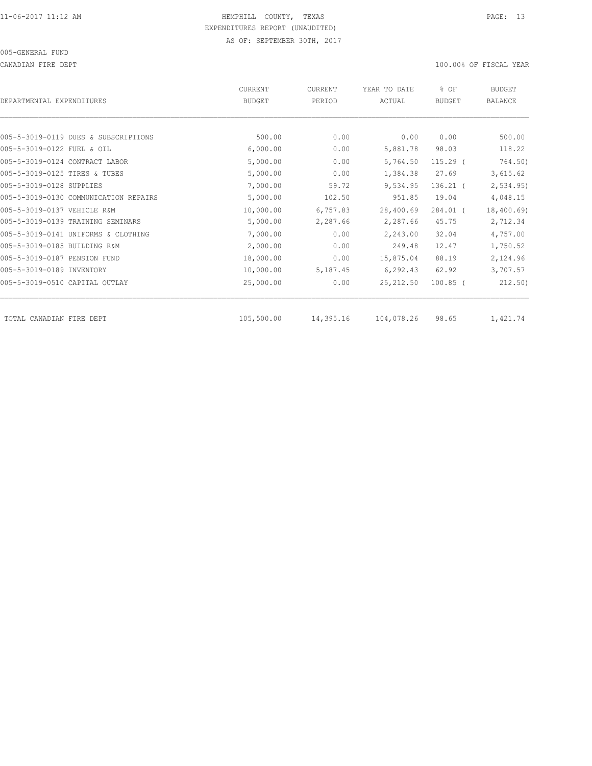HEMPHILL COUNTY, TEXAS
EXPENDITURES REPORT (UNAUDITED)
AS OF: SEPTEMBER 30TH, 2017

005-GENERAL FUND

CANADIAN FIRE DEPT

100.00% OF FISCAL YEAR

| DEPARTMENTAL EXPENDITURES | CURRENT BUDGET | CURRENT PERIOD | YEAR TO DATE ACTUAL | % OF BUDGET | BUDGET BALANCE |
|---|---|---|---|---|---|
| 005-5-3019-0119 DUES & SUBSCRIPTIONS | 500.00 | 0.00 | 0.00 | 0.00 | 500.00 |
| 005-5-3019-0122 FUEL & OIL | 6,000.00 | 0.00 | 5,881.78 | 98.03 | 118.22 |
| 005-5-3019-0124 CONTRACT LABOR | 5,000.00 | 0.00 | 5,764.50 | 115.29 ( | 764.50) |
| 005-5-3019-0125 TIRES & TUBES | 5,000.00 | 0.00 | 1,384.38 | 27.69 | 3,615.62 |
| 005-5-3019-0128 SUPPLIES | 7,000.00 | 59.72 | 9,534.95 | 136.21 ( | 2,534.95) |
| 005-5-3019-0130 COMMUNICATION REPAIRS | 5,000.00 | 102.50 | 951.85 | 19.04 | 4,048.15 |
| 005-5-3019-0137 VEHICLE R&M | 10,000.00 | 6,757.83 | 28,400.69 | 284.01 ( | 18,400.69) |
| 005-5-3019-0139 TRAINING SEMINARS | 5,000.00 | 2,287.66 | 2,287.66 | 45.75 | 2,712.34 |
| 005-5-3019-0141 UNIFORMS & CLOTHING | 7,000.00 | 0.00 | 2,243.00 | 32.04 | 4,757.00 |
| 005-5-3019-0185 BUILDING R&M | 2,000.00 | 0.00 | 249.48 | 12.47 | 1,750.52 |
| 005-5-3019-0187 PENSION FUND | 18,000.00 | 0.00 | 15,875.04 | 88.19 | 2,124.96 |
| 005-5-3019-0189 INVENTORY | 10,000.00 | 5,187.45 | 6,292.43 | 62.92 | 3,707.57 |
| 005-5-3019-0510 CAPITAL OUTLAY | 25,000.00 | 0.00 | 25,212.50 | 100.85 ( | 212.50) |
| TOTAL CANADIAN FIRE DEPT | 105,500.00 | 14,395.16 | 104,078.26 | 98.65 | 1,421.74 |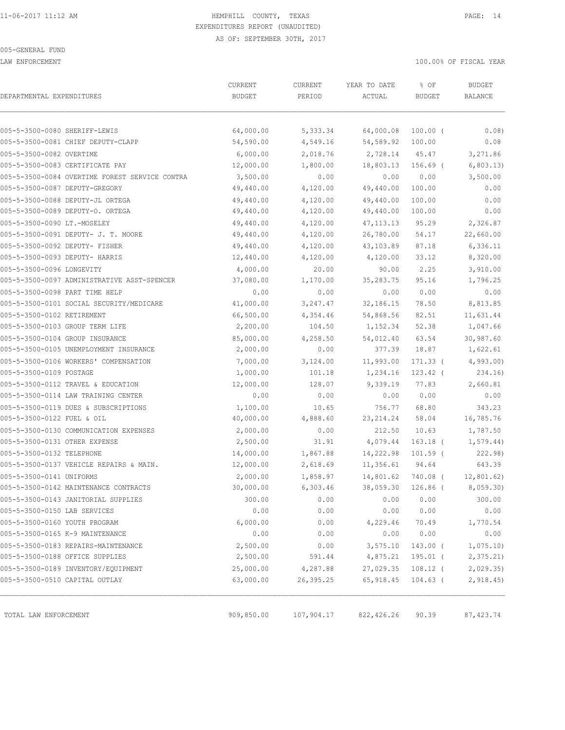HEMPHILL COUNTY, TEXAS
EXPENDITURES REPORT (UNAUDITED)
AS OF: SEPTEMBER 30TH, 2017

005-GENERAL FUND

LAW ENFORCEMENT — 100.00% OF FISCAL YEAR

| DEPARTMENTAL EXPENDITURES | CURRENT BUDGET | CURRENT PERIOD | YEAR TO DATE ACTUAL | % OF BUDGET | BUDGET BALANCE |
|---|---|---|---|---|---|
| 005-5-3500-0080 SHERIFF-LEWIS | 64,000.00 | 5,333.34 | 64,000.08 | 100.00 ( | 0.08) |
| 005-5-3500-0081 CHIEF DEPUTY-CLAPP | 54,590.00 | 4,549.16 | 54,589.92 | 100.00 | 0.08 |
| 005-5-3500-0082 OVERTIME | 6,000.00 | 2,018.76 | 2,728.14 | 45.47 | 3,271.86 |
| 005-5-3500-0083 CERTIFICATE PAY | 12,000.00 | 1,800.00 | 18,803.13 | 156.69 ( | 6,803.13) |
| 005-5-3500-0084 OVERTIME FOREST SERVICE CONTRA | 3,500.00 | 0.00 | 0.00 | 0.00 | 3,500.00 |
| 005-5-3500-0087 DEPUTY-GREGORY | 49,440.00 | 4,120.00 | 49,440.00 | 100.00 | 0.00 |
| 005-5-3500-0088 DEPUTY-JL ORTEGA | 49,440.00 | 4,120.00 | 49,440.00 | 100.00 | 0.00 |
| 005-5-3500-0089 DEPUTY-O. ORTEGA | 49,440.00 | 4,120.00 | 49,440.00 | 100.00 | 0.00 |
| 005-5-3500-0090 LT.-MOSELEY | 49,440.00 | 4,120.00 | 47,113.13 | 95.29 | 2,326.87 |
| 005-5-3500-0091 DEPUTY- J. T. MOORE | 49,440.00 | 4,120.00 | 26,780.00 | 54.17 | 22,660.00 |
| 005-5-3500-0092 DEPUTY- FISHER | 49,440.00 | 4,120.00 | 43,103.89 | 87.18 | 6,336.11 |
| 005-5-3500-0093 DEPUTY- HARRIS | 12,440.00 | 4,120.00 | 4,120.00 | 33.12 | 8,320.00 |
| 005-5-3500-0096 LONGEVITY | 4,000.00 | 20.00 | 90.00 | 2.25 | 3,910.00 |
| 005-5-3500-0097 ADMINISTRATIVE ASST-SPENCER | 37,080.00 | 1,170.00 | 35,283.75 | 95.16 | 1,796.25 |
| 005-5-3500-0098 PART TIME HELP | 0.00 | 0.00 | 0.00 | 0.00 | 0.00 |
| 005-5-3500-0101 SOCIAL SECURITY/MEDICARE | 41,000.00 | 3,247.47 | 32,186.15 | 78.50 | 8,813.85 |
| 005-5-3500-0102 RETIREMENT | 66,500.00 | 4,354.46 | 54,868.56 | 82.51 | 11,631.44 |
| 005-5-3500-0103 GROUP TERM LIFE | 2,200.00 | 104.50 | 1,152.34 | 52.38 | 1,047.66 |
| 005-5-3500-0104 GROUP INSURANCE | 85,000.00 | 4,258.50 | 54,012.40 | 63.54 | 30,987.60 |
| 005-5-3500-0105 UNEMPLOYMENT INSURANCE | 2,000.00 | 0.00 | 377.39 | 18.87 | 1,622.61 |
| 005-5-3500-0106 WORKERS' COMPENSATION | 7,000.00 | 3,124.00 | 11,993.00 | 171.33 ( | 4,993.00) |
| 005-5-3500-0109 POSTAGE | 1,000.00 | 101.18 | 1,234.16 | 123.42 ( | 234.16) |
| 005-5-3500-0112 TRAVEL & EDUCATION | 12,000.00 | 128.07 | 9,339.19 | 77.83 | 2,660.81 |
| 005-5-3500-0114 LAW TRAINING CENTER | 0.00 | 0.00 | 0.00 | 0.00 | 0.00 |
| 005-5-3500-0119 DUES & SUBSCRIPTIONS | 1,100.00 | 10.65 | 756.77 | 68.80 | 343.23 |
| 005-5-3500-0122 FUEL & OIL | 40,000.00 | 4,888.60 | 23,214.24 | 58.04 | 16,785.76 |
| 005-5-3500-0130 COMMUNICATION EXPENSES | 2,000.00 | 0.00 | 212.50 | 10.63 | 1,787.50 |
| 005-5-3500-0131 OTHER EXPENSE | 2,500.00 | 31.91 | 4,079.44 | 163.18 ( | 1,579.44) |
| 005-5-3500-0132 TELEPHONE | 14,000.00 | 1,867.88 | 14,222.98 | 101.59 ( | 222.98) |
| 005-5-3500-0137 VEHICLE REPAIRS & MAIN. | 12,000.00 | 2,618.69 | 11,356.61 | 94.64 | 643.39 |
| 005-5-3500-0141 UNIFORMS | 2,000.00 | 1,858.97 | 14,801.62 | 740.08 ( | 12,801.62) |
| 005-5-3500-0142 MAINTENANCE CONTRACTS | 30,000.00 | 6,303.46 | 38,059.30 | 126.86 ( | 8,059.30) |
| 005-5-3500-0143 JANITORIAL SUPPLIES | 300.00 | 0.00 | 0.00 | 0.00 | 300.00 |
| 005-5-3500-0150 LAB SERVICES | 0.00 | 0.00 | 0.00 | 0.00 | 0.00 |
| 005-5-3500-0160 YOUTH PROGRAM | 6,000.00 | 0.00 | 4,229.46 | 70.49 | 1,770.54 |
| 005-5-3500-0165 K-9 MAINTENANCE | 0.00 | 0.00 | 0.00 | 0.00 | 0.00 |
| 005-5-3500-0183 REPAIRS-MAINTENANCE | 2,500.00 | 0.00 | 3,575.10 | 143.00 ( | 1,075.10) |
| 005-5-3500-0188 OFFICE SUPPLIES | 2,500.00 | 591.44 | 4,875.21 | 195.01 ( | 2,375.21) |
| 005-5-3500-0189 INVENTORY/EQUIPMENT | 25,000.00 | 4,287.88 | 27,029.35 | 108.12 ( | 2,029.35) |
| 005-5-3500-0510 CAPITAL OUTLAY | 63,000.00 | 26,395.25 | 65,918.45 | 104.63 ( | 2,918.45) |
| TOTAL LAW ENFORCEMENT | 909,850.00 | 107,904.17 | 822,426.26 | 90.39 | 87,423.74 |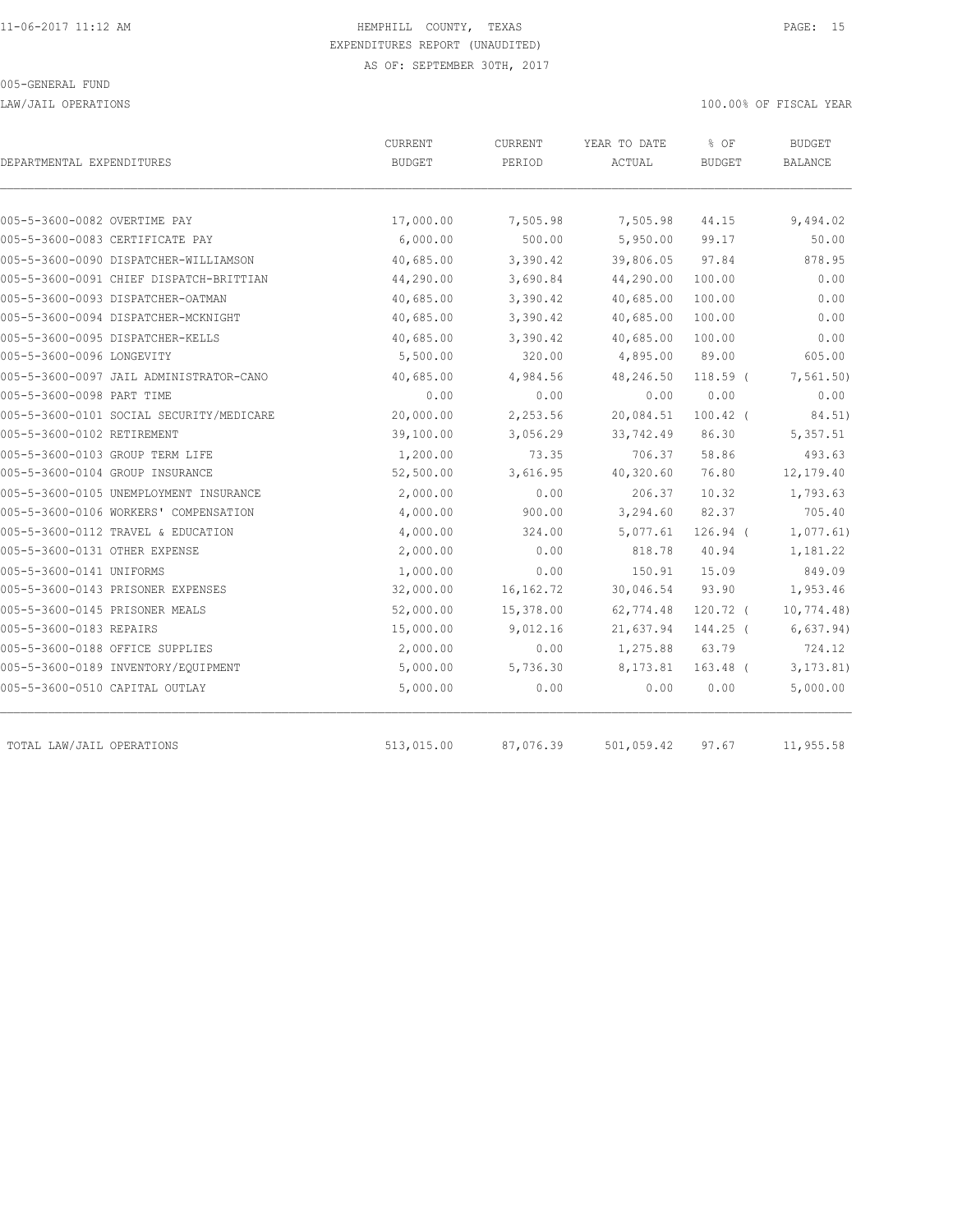HEMPHILL COUNTY, TEXAS
EXPENDITURES REPORT (UNAUDITED)
AS OF: SEPTEMBER 30TH, 2017

005-GENERAL FUND

LAW/JAIL OPERATIONS

100.00% OF FISCAL YEAR

| DEPARTMENTAL EXPENDITURES | CURRENT BUDGET | CURRENT PERIOD | YEAR TO DATE ACTUAL | % OF BUDGET | BUDGET BALANCE |
|---|---|---|---|---|---|
| 005-5-3600-0082 OVERTIME PAY | 17,000.00 | 7,505.98 | 7,505.98 | 44.15 | 9,494.02 |
| 005-5-3600-0083 CERTIFICATE PAY | 6,000.00 | 500.00 | 5,950.00 | 99.17 | 50.00 |
| 005-5-3600-0090 DISPATCHER-WILLIAMSON | 40,685.00 | 3,390.42 | 39,806.05 | 97.84 | 878.95 |
| 005-5-3600-0091 CHIEF DISPATCH-BRITTIAN | 44,290.00 | 3,690.84 | 44,290.00 | 100.00 | 0.00 |
| 005-5-3600-0093 DISPATCHER-OATMAN | 40,685.00 | 3,390.42 | 40,685.00 | 100.00 | 0.00 |
| 005-5-3600-0094 DISPATCHER-MCKNIGHT | 40,685.00 | 3,390.42 | 40,685.00 | 100.00 | 0.00 |
| 005-5-3600-0095 DISPATCHER-KELLS | 40,685.00 | 3,390.42 | 40,685.00 | 100.00 | 0.00 |
| 005-5-3600-0096 LONGEVITY | 5,500.00 | 320.00 | 4,895.00 | 89.00 | 605.00 |
| 005-5-3600-0097 JAIL ADMINISTRATOR-CANO | 40,685.00 | 4,984.56 | 48,246.50 | 118.59 ( | 7,561.50) |
| 005-5-3600-0098 PART TIME | 0.00 | 0.00 | 0.00 | 0.00 | 0.00 |
| 005-5-3600-0101 SOCIAL SECURITY/MEDICARE | 20,000.00 | 2,253.56 | 20,084.51 | 100.42 ( | 84.51) |
| 005-5-3600-0102 RETIREMENT | 39,100.00 | 3,056.29 | 33,742.49 | 86.30 | 5,357.51 |
| 005-5-3600-0103 GROUP TERM LIFE | 1,200.00 | 73.35 | 706.37 | 58.86 | 493.63 |
| 005-5-3600-0104 GROUP INSURANCE | 52,500.00 | 3,616.95 | 40,320.60 | 76.80 | 12,179.40 |
| 005-5-3600-0105 UNEMPLOYMENT INSURANCE | 2,000.00 | 0.00 | 206.37 | 10.32 | 1,793.63 |
| 005-5-3600-0106 WORKERS' COMPENSATION | 4,000.00 | 900.00 | 3,294.60 | 82.37 | 705.40 |
| 005-5-3600-0112 TRAVEL & EDUCATION | 4,000.00 | 324.00 | 5,077.61 | 126.94 ( | 1,077.61) |
| 005-5-3600-0131 OTHER EXPENSE | 2,000.00 | 0.00 | 818.78 | 40.94 | 1,181.22 |
| 005-5-3600-0141 UNIFORMS | 1,000.00 | 0.00 | 150.91 | 15.09 | 849.09 |
| 005-5-3600-0143 PRISONER EXPENSES | 32,000.00 | 16,162.72 | 30,046.54 | 93.90 | 1,953.46 |
| 005-5-3600-0145 PRISONER MEALS | 52,000.00 | 15,378.00 | 62,774.48 | 120.72 ( | 10,774.48) |
| 005-5-3600-0183 REPAIRS | 15,000.00 | 9,012.16 | 21,637.94 | 144.25 ( | 6,637.94) |
| 005-5-3600-0188 OFFICE SUPPLIES | 2,000.00 | 0.00 | 1,275.88 | 63.79 | 724.12 |
| 005-5-3600-0189 INVENTORY/EQUIPMENT | 5,000.00 | 5,736.30 | 8,173.81 | 163.48 ( | 3,173.81) |
| 005-5-3600-0510 CAPITAL OUTLAY | 5,000.00 | 0.00 | 0.00 | 0.00 | 5,000.00 |
| TOTAL LAW/JAIL OPERATIONS | 513,015.00 | 87,076.39 | 501,059.42 | 97.67 | 11,955.58 |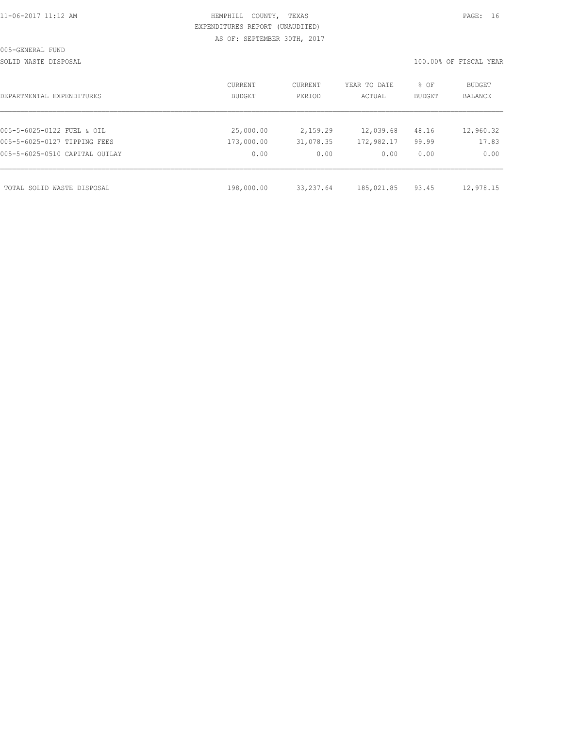HEMPHILL COUNTY, TEXAS
EXPENDITURES REPORT (UNAUDITED)
AS OF: SEPTEMBER 30TH, 2017

005-GENERAL FUND

SOLID WASTE DISPOSAL

100.00% OF FISCAL YEAR

| DEPARTMENTAL EXPENDITURES | CURRENT BUDGET | CURRENT PERIOD | YEAR TO DATE ACTUAL | % OF BUDGET | BUDGET BALANCE |
|---|---|---|---|---|---|
| 005-5-6025-0122 FUEL & OIL | 25,000.00 | 2,159.29 | 12,039.68 | 48.16 | 12,960.32 |
| 005-5-6025-0127 TIPPING FEES | 173,000.00 | 31,078.35 | 172,982.17 | 99.99 | 17.83 |
| 005-5-6025-0510 CAPITAL OUTLAY | 0.00 | 0.00 | 0.00 | 0.00 | 0.00 |
| TOTAL SOLID WASTE DISPOSAL | 198,000.00 | 33,237.64 | 185,021.85 | 93.45 | 12,978.15 |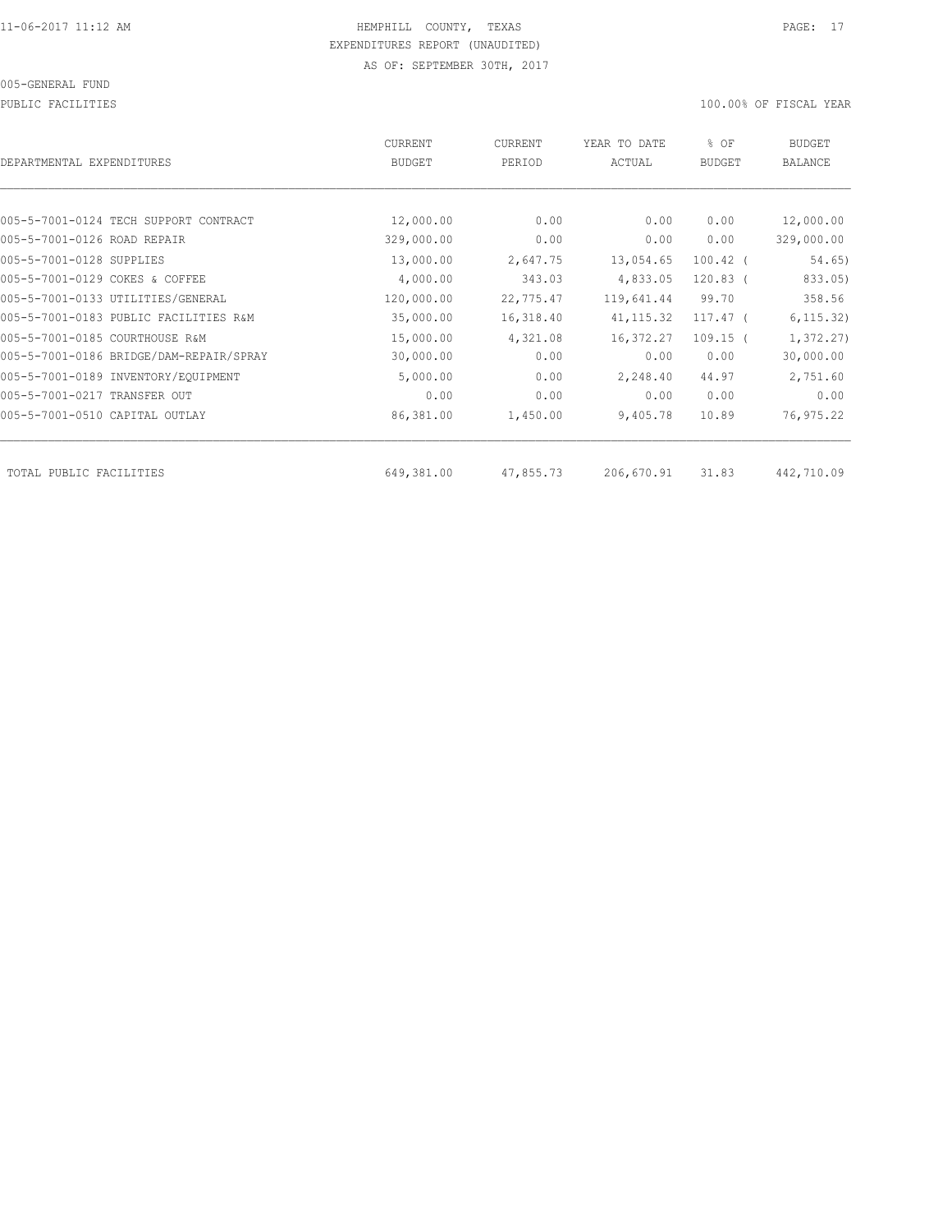HEMPHILL COUNTY, TEXAS
EXPENDITURES REPORT (UNAUDITED)
AS OF: SEPTEMBER 30TH, 2017

005-GENERAL FUND

PUBLIC FACILITIES

100.00% OF FISCAL YEAR

| DEPARTMENTAL EXPENDITURES | CURRENT BUDGET | CURRENT PERIOD | YEAR TO DATE ACTUAL | % OF BUDGET | BUDGET BALANCE |
|---|---|---|---|---|---|
| 005-5-7001-0124 TECH SUPPORT CONTRACT | 12,000.00 | 0.00 | 0.00 | 0.00 | 12,000.00 |
| 005-5-7001-0126 ROAD REPAIR | 329,000.00 | 0.00 | 0.00 | 0.00 | 329,000.00 |
| 005-5-7001-0128 SUPPLIES | 13,000.00 | 2,647.75 | 13,054.65 | 100.42 | ( 54.65) |
| 005-5-7001-0129 COKES & COFFEE | 4,000.00 | 343.03 | 4,833.05 | 120.83 | ( 833.05) |
| 005-5-7001-0133 UTILITIES/GENERAL | 120,000.00 | 22,775.47 | 119,641.44 | 99.70 | 358.56 |
| 005-5-7001-0183 PUBLIC FACILITIES R&M | 35,000.00 | 16,318.40 | 41,115.32 | 117.47 | ( 6,115.32) |
| 005-5-7001-0185 COURTHOUSE R&M | 15,000.00 | 4,321.08 | 16,372.27 | 109.15 | ( 1,372.27) |
| 005-5-7001-0186 BRIDGE/DAM-REPAIR/SPRAY | 30,000.00 | 0.00 | 0.00 | 0.00 | 30,000.00 |
| 005-5-7001-0189 INVENTORY/EQUIPMENT | 5,000.00 | 0.00 | 2,248.40 | 44.97 | 2,751.60 |
| 005-5-7001-0217 TRANSFER OUT | 0.00 | 0.00 | 0.00 | 0.00 | 0.00 |
| 005-5-7001-0510 CAPITAL OUTLAY | 86,381.00 | 1,450.00 | 9,405.78 | 10.89 | 76,975.22 |
| TOTAL PUBLIC FACILITIES | 649,381.00 | 47,855.73 | 206,670.91 | 31.83 | 442,710.09 |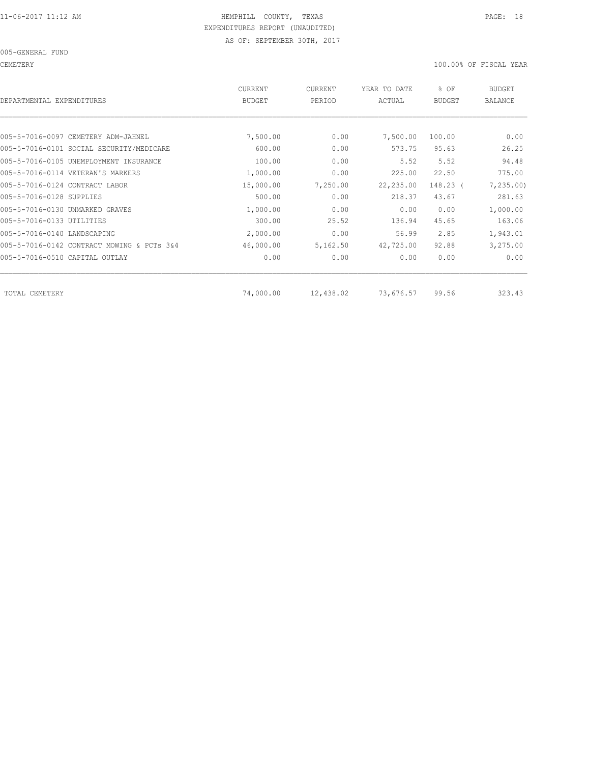HEMPHILL COUNTY, TEXAS
EXPENDITURES REPORT (UNAUDITED)
AS OF: SEPTEMBER 30TH, 2017

005-GENERAL FUND

CEMETERY — 100.00% OF FISCAL YEAR

| DEPARTMENTAL EXPENDITURES | CURRENT BUDGET | CURRENT PERIOD | YEAR TO DATE ACTUAL | % OF BUDGET | BUDGET BALANCE |
|---|---|---|---|---|---|
| 005-5-7016-0097 CEMETERY ADM-JAHNEL | 7,500.00 | 0.00 | 7,500.00 | 100.00 | 0.00 |
| 005-5-7016-0101 SOCIAL SECURITY/MEDICARE | 600.00 | 0.00 | 573.75 | 95.63 | 26.25 |
| 005-5-7016-0105 UNEMPLOYMENT INSURANCE | 100.00 | 0.00 | 5.52 | 5.52 | 94.48 |
| 005-5-7016-0114 VETERAN'S MARKERS | 1,000.00 | 0.00 | 225.00 | 22.50 | 775.00 |
| 005-5-7016-0124 CONTRACT LABOR | 15,000.00 | 7,250.00 | 22,235.00 | 148.23 | ( 7,235.00) |
| 005-5-7016-0128 SUPPLIES | 500.00 | 0.00 | 218.37 | 43.67 | 281.63 |
| 005-5-7016-0130 UNMARKED GRAVES | 1,000.00 | 0.00 | 0.00 | 0.00 | 1,000.00 |
| 005-5-7016-0133 UTILITIES | 300.00 | 25.52 | 136.94 | 45.65 | 163.06 |
| 005-5-7016-0140 LANDSCAPING | 2,000.00 | 0.00 | 56.99 | 2.85 | 1,943.01 |
| 005-5-7016-0142 CONTRACT MOWING & PCTs 3&4 | 46,000.00 | 5,162.50 | 42,725.00 | 92.88 | 3,275.00 |
| 005-5-7016-0510 CAPITAL OUTLAY | 0.00 | 0.00 | 0.00 | 0.00 | 0.00 |
| TOTAL CEMETERY | 74,000.00 | 12,438.02 | 73,676.57 | 99.56 | 323.43 |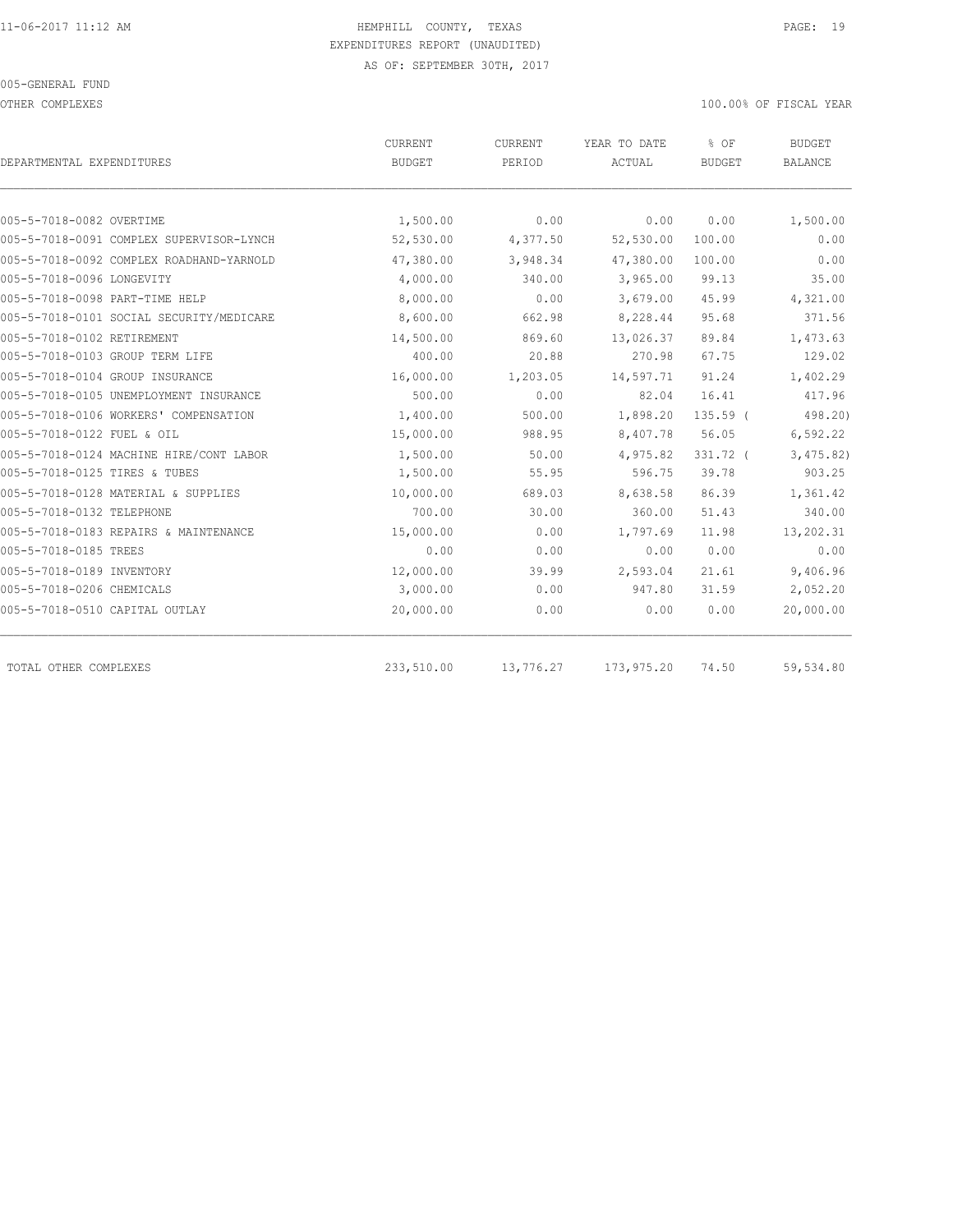HEMPHILL COUNTY, TEXAS
EXPENDITURES REPORT (UNAUDITED)
AS OF: SEPTEMBER 30TH, 2017

005-GENERAL FUND

OTHER COMPLEXES

100.00% OF FISCAL YEAR

| DEPARTMENTAL EXPENDITURES | CURRENT BUDGET | CURRENT PERIOD | YEAR TO DATE ACTUAL | % OF BUDGET | BUDGET BALANCE |
|---|---|---|---|---|---|
| 005-5-7018-0082 OVERTIME | 1,500.00 | 0.00 | 0.00 | 0.00 | 1,500.00 |
| 005-5-7018-0091 COMPLEX SUPERVISOR-LYNCH | 52,530.00 | 4,377.50 | 52,530.00 | 100.00 | 0.00 |
| 005-5-7018-0092 COMPLEX ROADHAND-YARNOLD | 47,380.00 | 3,948.34 | 47,380.00 | 100.00 | 0.00 |
| 005-5-7018-0096 LONGEVITY | 4,000.00 | 340.00 | 3,965.00 | 99.13 | 35.00 |
| 005-5-7018-0098 PART-TIME HELP | 8,000.00 | 0.00 | 3,679.00 | 45.99 | 4,321.00 |
| 005-5-7018-0101 SOCIAL SECURITY/MEDICARE | 8,600.00 | 662.98 | 8,228.44 | 95.68 | 371.56 |
| 005-5-7018-0102 RETIREMENT | 14,500.00 | 869.60 | 13,026.37 | 89.84 | 1,473.63 |
| 005-5-7018-0103 GROUP TERM LIFE | 400.00 | 20.88 | 270.98 | 67.75 | 129.02 |
| 005-5-7018-0104 GROUP INSURANCE | 16,000.00 | 1,203.05 | 14,597.71 | 91.24 | 1,402.29 |
| 005-5-7018-0105 UNEMPLOYMENT INSURANCE | 500.00 | 0.00 | 82.04 | 16.41 | 417.96 |
| 005-5-7018-0106 WORKERS' COMPENSATION | 1,400.00 | 500.00 | 1,898.20 | 135.59 | ( 498.20) |
| 005-5-7018-0122 FUEL & OIL | 15,000.00 | 988.95 | 8,407.78 | 56.05 | 6,592.22 |
| 005-5-7018-0124 MACHINE HIRE/CONT LABOR | 1,500.00 | 50.00 | 4,975.82 | 331.72 | ( 3,475.82) |
| 005-5-7018-0125 TIRES & TUBES | 1,500.00 | 55.95 | 596.75 | 39.78 | 903.25 |
| 005-5-7018-0128 MATERIAL & SUPPLIES | 10,000.00 | 689.03 | 8,638.58 | 86.39 | 1,361.42 |
| 005-5-7018-0132 TELEPHONE | 700.00 | 30.00 | 360.00 | 51.43 | 340.00 |
| 005-5-7018-0183 REPAIRS & MAINTENANCE | 15,000.00 | 0.00 | 1,797.69 | 11.98 | 13,202.31 |
| 005-5-7018-0185 TREES | 0.00 | 0.00 | 0.00 | 0.00 | 0.00 |
| 005-5-7018-0189 INVENTORY | 12,000.00 | 39.99 | 2,593.04 | 21.61 | 9,406.96 |
| 005-5-7018-0206 CHEMICALS | 3,000.00 | 0.00 | 947.80 | 31.59 | 2,052.20 |
| 005-5-7018-0510 CAPITAL OUTLAY | 20,000.00 | 0.00 | 0.00 | 0.00 | 20,000.00 |
| TOTAL OTHER COMPLEXES | 233,510.00 | 13,776.27 | 173,975.20 | 74.50 | 59,534.80 |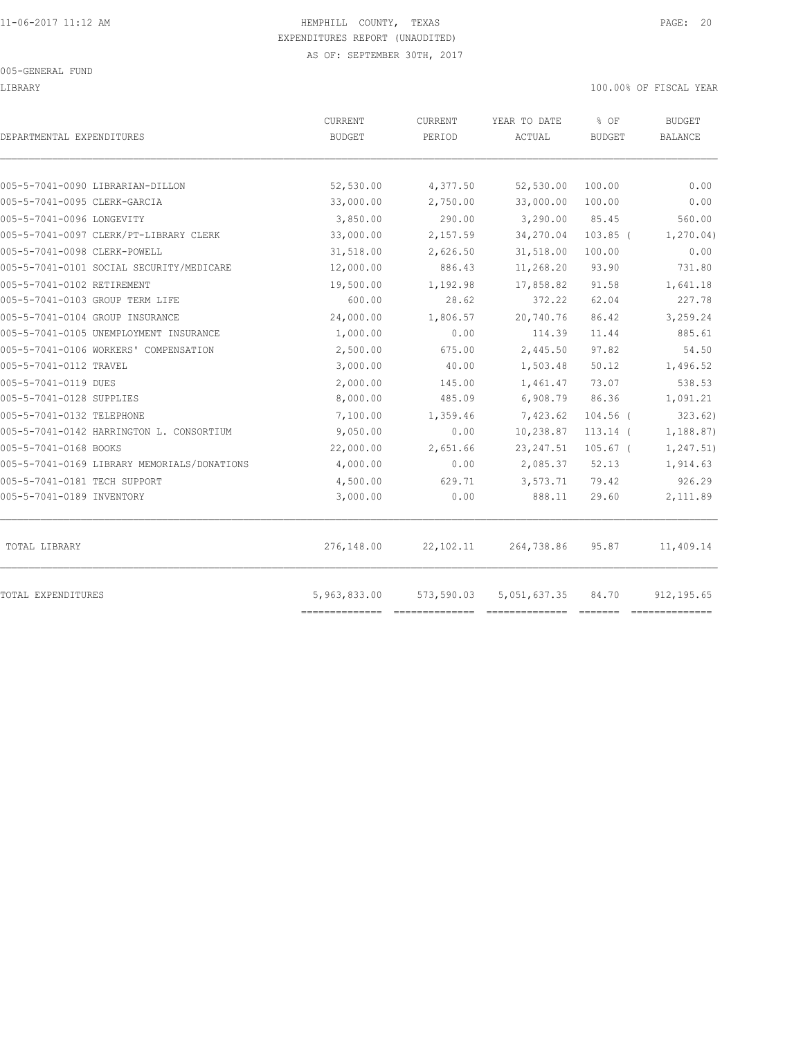HEMPHILL COUNTY, TEXAS
EXPENDITURES REPORT (UNAUDITED)
AS OF: SEPTEMBER 30TH, 2017

005-GENERAL FUND

LIBRARY

100.00% OF FISCAL YEAR

| DEPARTMENTAL EXPENDITURES | CURRENT BUDGET | CURRENT PERIOD | YEAR TO DATE ACTUAL | % OF BUDGET | BUDGET BALANCE |
|---|---|---|---|---|---|
| 005-5-7041-0090 LIBRARIAN-DILLON | 52,530.00 | 4,377.50 | 52,530.00 | 100.00 | 0.00 |
| 005-5-7041-0095 CLERK-GARCIA | 33,000.00 | 2,750.00 | 33,000.00 | 100.00 | 0.00 |
| 005-5-7041-0096 LONGEVITY | 3,850.00 | 290.00 | 3,290.00 | 85.45 | 560.00 |
| 005-5-7041-0097 CLERK/PT-LIBRARY CLERK | 33,000.00 | 2,157.59 | 34,270.04 | 103.85 | ( 1,270.04) |
| 005-5-7041-0098 CLERK-POWELL | 31,518.00 | 2,626.50 | 31,518.00 | 100.00 | 0.00 |
| 005-5-7041-0101 SOCIAL SECURITY/MEDICARE | 12,000.00 | 886.43 | 11,268.20 | 93.90 | 731.80 |
| 005-5-7041-0102 RETIREMENT | 19,500.00 | 1,192.98 | 17,858.82 | 91.58 | 1,641.18 |
| 005-5-7041-0103 GROUP TERM LIFE | 600.00 | 28.62 | 372.22 | 62.04 | 227.78 |
| 005-5-7041-0104 GROUP INSURANCE | 24,000.00 | 1,806.57 | 20,740.76 | 86.42 | 3,259.24 |
| 005-5-7041-0105 UNEMPLOYMENT INSURANCE | 1,000.00 | 0.00 | 114.39 | 11.44 | 885.61 |
| 005-5-7041-0106 WORKERS' COMPENSATION | 2,500.00 | 675.00 | 2,445.50 | 97.82 | 54.50 |
| 005-5-7041-0112 TRAVEL | 3,000.00 | 40.00 | 1,503.48 | 50.12 | 1,496.52 |
| 005-5-7041-0119 DUES | 2,000.00 | 145.00 | 1,461.47 | 73.07 | 538.53 |
| 005-5-7041-0128 SUPPLIES | 8,000.00 | 485.09 | 6,908.79 | 86.36 | 1,091.21 |
| 005-5-7041-0132 TELEPHONE | 7,100.00 | 1,359.46 | 7,423.62 | 104.56 | ( 323.62) |
| 005-5-7041-0142 HARRINGTON L. CONSORTIUM | 9,050.00 | 0.00 | 10,238.87 | 113.14 | ( 1,188.87) |
| 005-5-7041-0168 BOOKS | 22,000.00 | 2,651.66 | 23,247.51 | 105.67 | ( 1,247.51) |
| 005-5-7041-0169 LIBRARY MEMORIALS/DONATIONS | 4,000.00 | 0.00 | 2,085.37 | 52.13 | 1,914.63 |
| 005-5-7041-0181 TECH SUPPORT | 4,500.00 | 629.71 | 3,573.71 | 79.42 | 926.29 |
| 005-5-7041-0189 INVENTORY | 3,000.00 | 0.00 | 888.11 | 29.60 | 2,111.89 |
| TOTAL LIBRARY | 276,148.00 | 22,102.11 | 264,738.86 | 95.87 | 11,409.14 |
| TOTAL EXPENDITURES | 5,963,833.00 | 573,590.03 | 5,051,637.35 | 84.70 | 912,195.65 |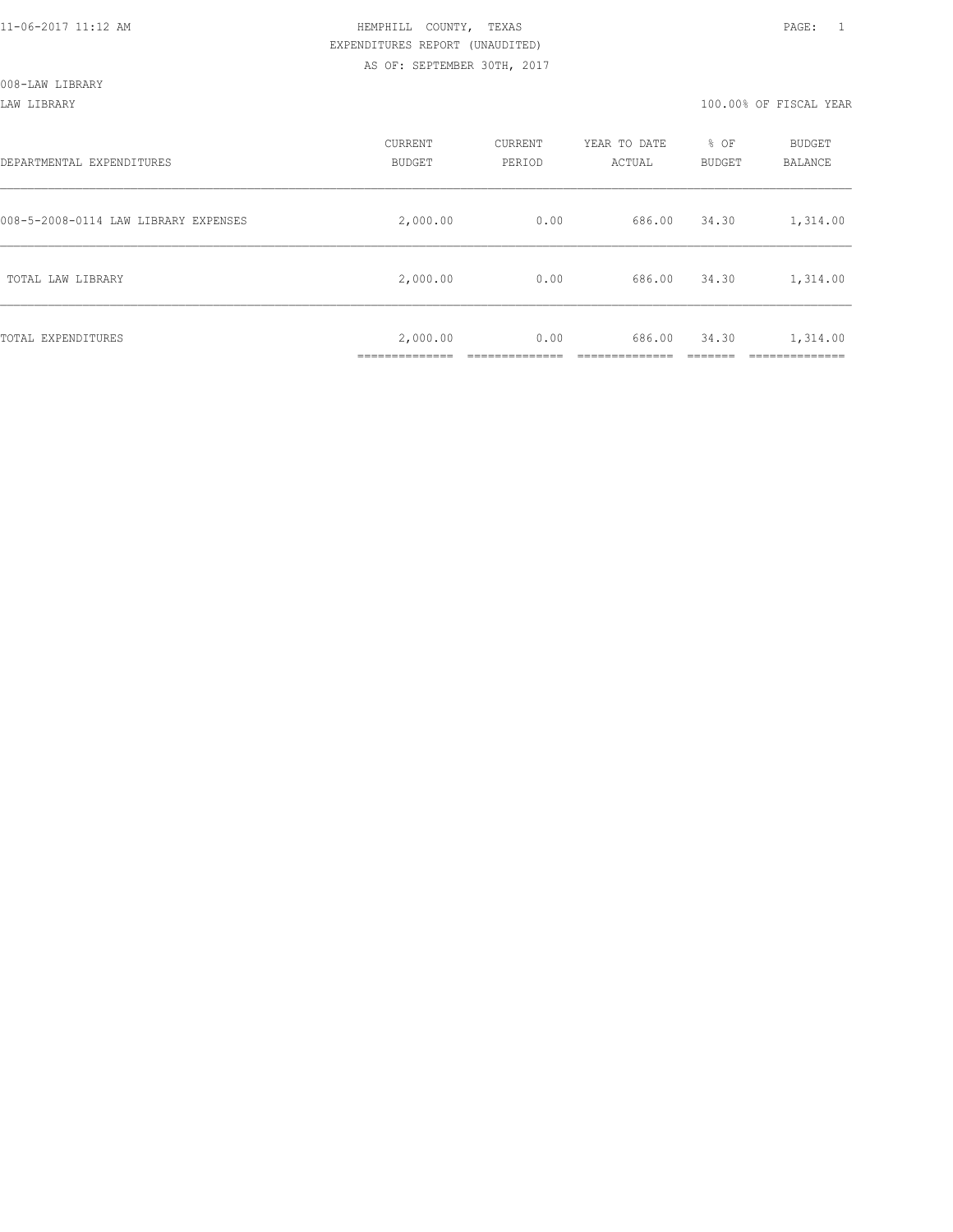HEMPHILL COUNTY, TEXAS
EXPENDITURES REPORT (UNAUDITED)
AS OF: SEPTEMBER 30TH, 2017

008-LAW LIBRARY

LAW LIBRARY — 100.00% OF FISCAL YEAR

| DEPARTMENTAL EXPENDITURES | CURRENT BUDGET | CURRENT PERIOD | YEAR TO DATE ACTUAL | % OF BUDGET | BUDGET BALANCE |
|---|---|---|---|---|---|
| 008-5-2008-0114 LAW LIBRARY EXPENSES | 2,000.00 | 0.00 | 686.00 | 34.30 | 1,314.00 |
| TOTAL LAW LIBRARY | 2,000.00 | 0.00 | 686.00 | 34.30 | 1,314.00 |
| TOTAL EXPENDITURES | 2,000.00 | 0.00 | 686.00 | 34.30 | 1,314.00 |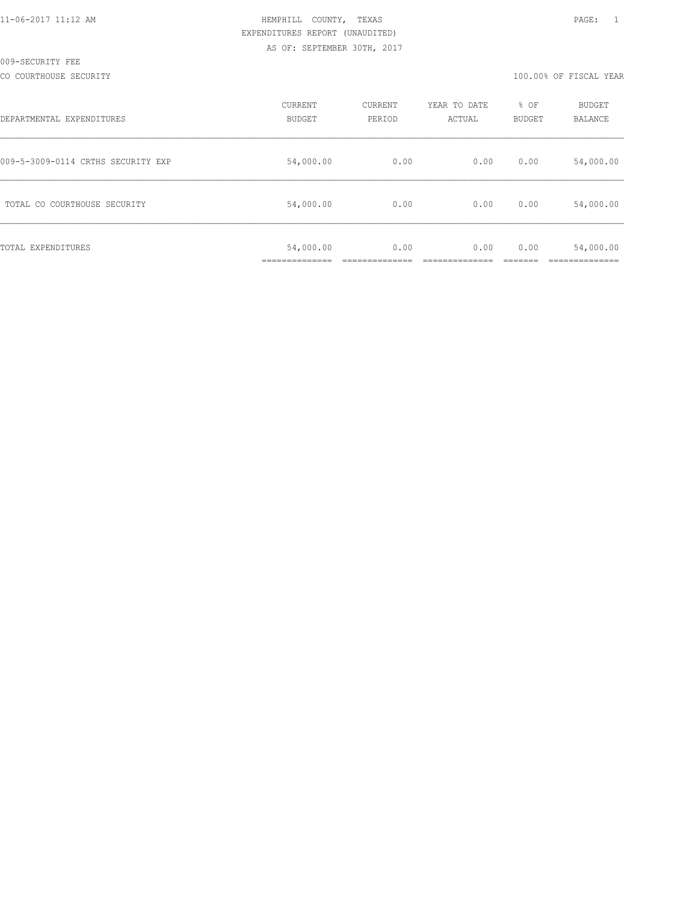HEMPHILL COUNTY, TEXAS
EXPENDITURES REPORT (UNAUDITED)
AS OF: SEPTEMBER 30TH, 2017

009-SECURITY FEE

CO COURTHOUSE SECURITY — 100.00% OF FISCAL YEAR

| DEPARTMENTAL EXPENDITURES | CURRENT BUDGET | CURRENT PERIOD | YEAR TO DATE ACTUAL | % OF BUDGET | BUDGET BALANCE |
|---|---|---|---|---|---|
| 009-5-3009-0114 CRTHS SECURITY EXP | 54,000.00 | 0.00 | 0.00 | 0.00 | 54,000.00 |
| TOTAL CO COURTHOUSE SECURITY | 54,000.00 | 0.00 | 0.00 | 0.00 | 54,000.00 |
| TOTAL EXPENDITURES | 54,000.00 | 0.00 | 0.00 | 0.00 | 54,000.00 |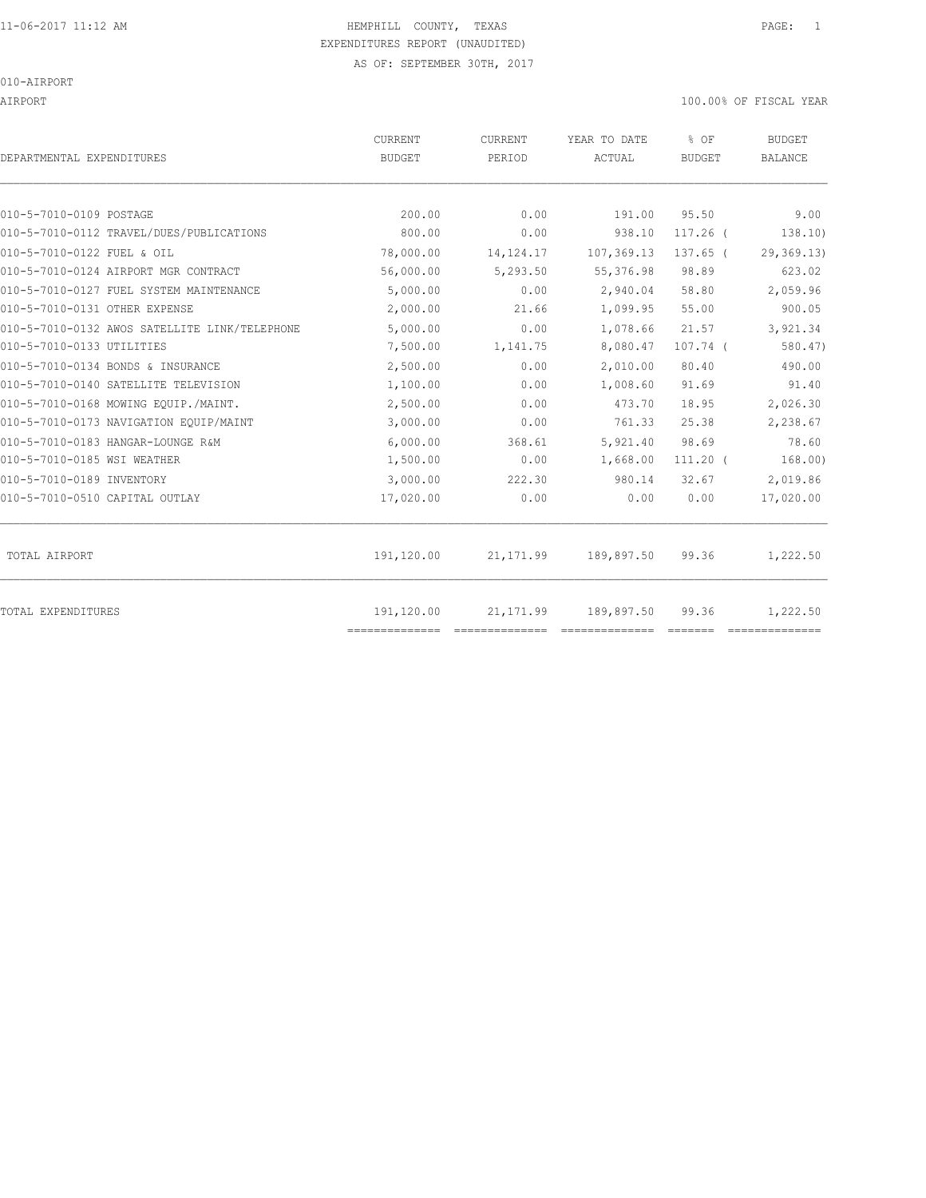HEMPHILL COUNTY, TEXAS
EXPENDITURES REPORT (UNAUDITED)
AS OF: SEPTEMBER 30TH, 2017

010-AIRPORT

AIRPORT — 100.00% OF FISCAL YEAR

| DEPARTMENTAL EXPENDITURES | CURRENT BUDGET | CURRENT PERIOD | YEAR TO DATE ACTUAL | % OF BUDGET | BUDGET BALANCE |
|---|---|---|---|---|---|
| 010-5-7010-0109 POSTAGE | 200.00 | 0.00 | 191.00 | 95.50 | 9.00 |
| 010-5-7010-0112 TRAVEL/DUES/PUBLICATIONS | 800.00 | 0.00 | 938.10 | 117.26 ( | 138.10) |
| 010-5-7010-0122 FUEL & OIL | 78,000.00 | 14,124.17 | 107,369.13 | 137.65 ( | 29,369.13) |
| 010-5-7010-0124 AIRPORT MGR CONTRACT | 56,000.00 | 5,293.50 | 55,376.98 | 98.89 | 623.02 |
| 010-5-7010-0127 FUEL SYSTEM MAINTENANCE | 5,000.00 | 0.00 | 2,940.04 | 58.80 | 2,059.96 |
| 010-5-7010-0131 OTHER EXPENSE | 2,000.00 | 21.66 | 1,099.95 | 55.00 | 900.05 |
| 010-5-7010-0132 AWOS SATELLITE LINK/TELEPHONE | 5,000.00 | 0.00 | 1,078.66 | 21.57 | 3,921.34 |
| 010-5-7010-0133 UTILITIES | 7,500.00 | 1,141.75 | 8,080.47 | 107.74 ( | 580.47) |
| 010-5-7010-0134 BONDS & INSURANCE | 2,500.00 | 0.00 | 2,010.00 | 80.40 | 490.00 |
| 010-5-7010-0140 SATELLITE TELEVISION | 1,100.00 | 0.00 | 1,008.60 | 91.69 | 91.40 |
| 010-5-7010-0168 MOWING EQUIP./MAINT. | 2,500.00 | 0.00 | 473.70 | 18.95 | 2,026.30 |
| 010-5-7010-0173 NAVIGATION EQUIP/MAINT | 3,000.00 | 0.00 | 761.33 | 25.38 | 2,238.67 |
| 010-5-7010-0183 HANGAR-LOUNGE R&M | 6,000.00 | 368.61 | 5,921.40 | 98.69 | 78.60 |
| 010-5-7010-0185 WSI WEATHER | 1,500.00 | 0.00 | 1,668.00 | 111.20 ( | 168.00) |
| 010-5-7010-0189 INVENTORY | 3,000.00 | 222.30 | 980.14 | 32.67 | 2,019.86 |
| 010-5-7010-0510 CAPITAL OUTLAY | 17,020.00 | 0.00 | 0.00 | 0.00 | 17,020.00 |
| TOTAL AIRPORT | 191,120.00 | 21,171.99 | 189,897.50 | 99.36 | 1,222.50 |
| TOTAL EXPENDITURES | 191,120.00 | 21,171.99 | 189,897.50 | 99.36 | 1,222.50 |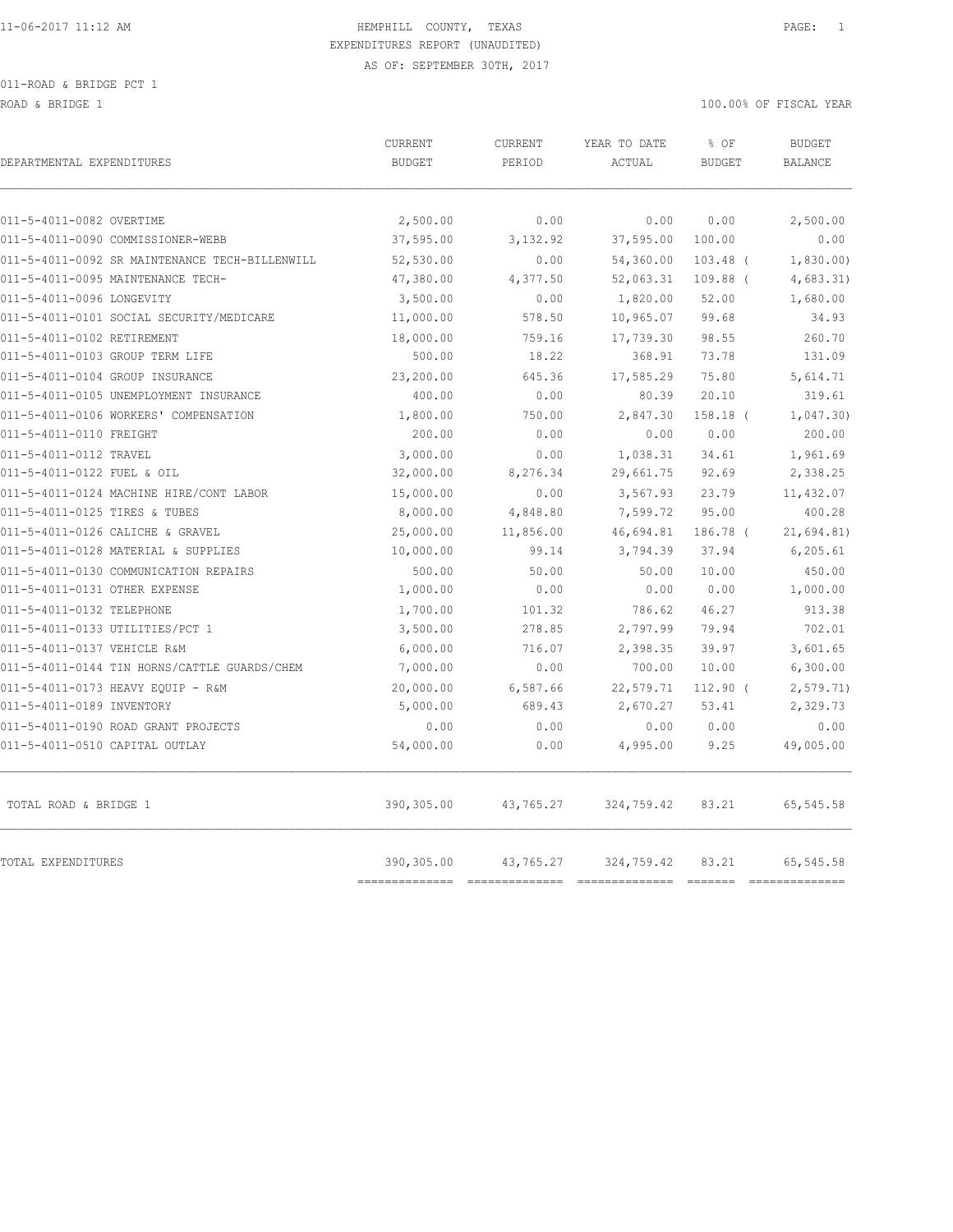HEMPHILL COUNTY, TEXAS
EXPENDITURES REPORT (UNAUDITED)
AS OF: SEPTEMBER 30TH, 2017

011-ROAD & BRIDGE PCT 1

ROAD & BRIDGE 1 — 100.00% OF FISCAL YEAR

| DEPARTMENTAL EXPENDITURES | CURRENT BUDGET | CURRENT PERIOD | YEAR TO DATE ACTUAL | % OF BUDGET | BUDGET BALANCE |
|---|---|---|---|---|---|
| 011-5-4011-0082 OVERTIME | 2,500.00 | 0.00 | 0.00 | 0.00 | 2,500.00 |
| 011-5-4011-0090 COMMISSIONER-WEBB | 37,595.00 | 3,132.92 | 37,595.00 | 100.00 | 0.00 |
| 011-5-4011-0092 SR MAINTENANCE TECH-BILLENWILL | 52,530.00 | 0.00 | 54,360.00 | 103.48 ( | 1,830.00) |
| 011-5-4011-0095 MAINTENANCE TECH- | 47,380.00 | 4,377.50 | 52,063.31 | 109.88 ( | 4,683.31) |
| 011-5-4011-0096 LONGEVITY | 3,500.00 | 0.00 | 1,820.00 | 52.00 | 1,680.00 |
| 011-5-4011-0101 SOCIAL SECURITY/MEDICARE | 11,000.00 | 578.50 | 10,965.07 | 99.68 | 34.93 |
| 011-5-4011-0102 RETIREMENT | 18,000.00 | 759.16 | 17,739.30 | 98.55 | 260.70 |
| 011-5-4011-0103 GROUP TERM LIFE | 500.00 | 18.22 | 368.91 | 73.78 | 131.09 |
| 011-5-4011-0104 GROUP INSURANCE | 23,200.00 | 645.36 | 17,585.29 | 75.80 | 5,614.71 |
| 011-5-4011-0105 UNEMPLOYMENT INSURANCE | 400.00 | 0.00 | 80.39 | 20.10 | 319.61 |
| 011-5-4011-0106 WORKERS' COMPENSATION | 1,800.00 | 750.00 | 2,847.30 | 158.18 ( | 1,047.30) |
| 011-5-4011-0110 FREIGHT | 200.00 | 0.00 | 0.00 | 0.00 | 200.00 |
| 011-5-4011-0112 TRAVEL | 3,000.00 | 0.00 | 1,038.31 | 34.61 | 1,961.69 |
| 011-5-4011-0122 FUEL & OIL | 32,000.00 | 8,276.34 | 29,661.75 | 92.69 | 2,338.25 |
| 011-5-4011-0124 MACHINE HIRE/CONT LABOR | 15,000.00 | 0.00 | 3,567.93 | 23.79 | 11,432.07 |
| 011-5-4011-0125 TIRES & TUBES | 8,000.00 | 4,848.80 | 7,599.72 | 95.00 | 400.28 |
| 011-5-4011-0126 CALICHE & GRAVEL | 25,000.00 | 11,856.00 | 46,694.81 | 186.78 ( | 21,694.81) |
| 011-5-4011-0128 MATERIAL & SUPPLIES | 10,000.00 | 99.14 | 3,794.39 | 37.94 | 6,205.61 |
| 011-5-4011-0130 COMMUNICATION REPAIRS | 500.00 | 50.00 | 50.00 | 10.00 | 450.00 |
| 011-5-4011-0131 OTHER EXPENSE | 1,000.00 | 0.00 | 0.00 | 0.00 | 1,000.00 |
| 011-5-4011-0132 TELEPHONE | 1,700.00 | 101.32 | 786.62 | 46.27 | 913.38 |
| 011-5-4011-0133 UTILITIES/PCT 1 | 3,500.00 | 278.85 | 2,797.99 | 79.94 | 702.01 |
| 011-5-4011-0137 VEHICLE R&M | 6,000.00 | 716.07 | 2,398.35 | 39.97 | 3,601.65 |
| 011-5-4011-0144 TIN HORNS/CATTLE GUARDS/CHEM | 7,000.00 | 0.00 | 700.00 | 10.00 | 6,300.00 |
| 011-5-4011-0173 HEAVY EQUIP - R&M | 20,000.00 | 6,587.66 | 22,579.71 | 112.90 ( | 2,579.71) |
| 011-5-4011-0189 INVENTORY | 5,000.00 | 689.43 | 2,670.27 | 53.41 | 2,329.73 |
| 011-5-4011-0190 ROAD GRANT PROJECTS | 0.00 | 0.00 | 0.00 | 0.00 | 0.00 |
| 011-5-4011-0510 CAPITAL OUTLAY | 54,000.00 | 0.00 | 4,995.00 | 9.25 | 49,005.00 |
| TOTAL ROAD & BRIDGE 1 | 390,305.00 | 43,765.27 | 324,759.42 | 83.21 | 65,545.58 |
| TOTAL EXPENDITURES | 390,305.00 | 43,765.27 | 324,759.42 | 83.21 | 65,545.58 |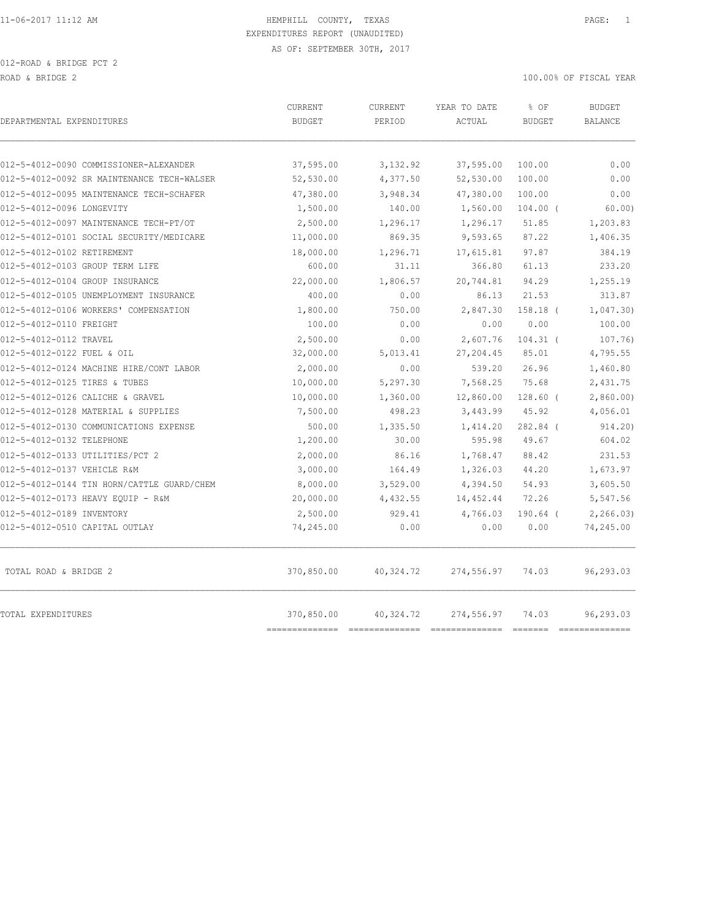HEMPHILL COUNTY, TEXAS
EXPENDITURES REPORT (UNAUDITED)
AS OF: SEPTEMBER 30TH, 2017

012-ROAD & BRIDGE PCT 2

ROAD & BRIDGE 2 — 100.00% OF FISCAL YEAR

| DEPARTMENTAL EXPENDITURES | CURRENT BUDGET | CURRENT PERIOD | YEAR TO DATE ACTUAL | % OF BUDGET | BUDGET BALANCE |
|---|---|---|---|---|---|
| 012-5-4012-0090 COMMISSIONER-ALEXANDER | 37,595.00 | 3,132.92 | 37,595.00 | 100.00 | 0.00 |
| 012-5-4012-0092 SR MAINTENANCE TECH-WALSER | 52,530.00 | 4,377.50 | 52,530.00 | 100.00 | 0.00 |
| 012-5-4012-0095 MAINTENANCE TECH-SCHAFER | 47,380.00 | 3,948.34 | 47,380.00 | 100.00 | 0.00 |
| 012-5-4012-0096 LONGEVITY | 1,500.00 | 140.00 | 1,560.00 | 104.00 | ( 60.00) |
| 012-5-4012-0097 MAINTENANCE TECH-PT/OT | 2,500.00 | 1,296.17 | 1,296.17 | 51.85 | 1,203.83 |
| 012-5-4012-0101 SOCIAL SECURITY/MEDICARE | 11,000.00 | 869.35 | 9,593.65 | 87.22 | 1,406.35 |
| 012-5-4012-0102 RETIREMENT | 18,000.00 | 1,296.71 | 17,615.81 | 97.87 | 384.19 |
| 012-5-4012-0103 GROUP TERM LIFE | 600.00 | 31.11 | 366.80 | 61.13 | 233.20 |
| 012-5-4012-0104 GROUP INSURANCE | 22,000.00 | 1,806.57 | 20,744.81 | 94.29 | 1,255.19 |
| 012-5-4012-0105 UNEMPLOYMENT INSURANCE | 400.00 | 0.00 | 86.13 | 21.53 | 313.87 |
| 012-5-4012-0106 WORKERS' COMPENSATION | 1,800.00 | 750.00 | 2,847.30 | 158.18 | ( 1,047.30) |
| 012-5-4012-0110 FREIGHT | 100.00 | 0.00 | 0.00 | 0.00 | 100.00 |
| 012-5-4012-0112 TRAVEL | 2,500.00 | 0.00 | 2,607.76 | 104.31 | ( 107.76) |
| 012-5-4012-0122 FUEL & OIL | 32,000.00 | 5,013.41 | 27,204.45 | 85.01 | 4,795.55 |
| 012-5-4012-0124 MACHINE HIRE/CONT LABOR | 2,000.00 | 0.00 | 539.20 | 26.96 | 1,460.80 |
| 012-5-4012-0125 TIRES & TUBES | 10,000.00 | 5,297.30 | 7,568.25 | 75.68 | 2,431.75 |
| 012-5-4012-0126 CALICHE & GRAVEL | 10,000.00 | 1,360.00 | 12,860.00 | 128.60 | ( 2,860.00) |
| 012-5-4012-0128 MATERIAL & SUPPLIES | 7,500.00 | 498.23 | 3,443.99 | 45.92 | 4,056.01 |
| 012-5-4012-0130 COMMUNICATIONS EXPENSE | 500.00 | 1,335.50 | 1,414.20 | 282.84 | ( 914.20) |
| 012-5-4012-0132 TELEPHONE | 1,200.00 | 30.00 | 595.98 | 49.67 | 604.02 |
| 012-5-4012-0133 UTILITIES/PCT 2 | 2,000.00 | 86.16 | 1,768.47 | 88.42 | 231.53 |
| 012-5-4012-0137 VEHICLE R&M | 3,000.00 | 164.49 | 1,326.03 | 44.20 | 1,673.97 |
| 012-5-4012-0144 TIN HORN/CATTLE GUARD/CHEM | 8,000.00 | 3,529.00 | 4,394.50 | 54.93 | 3,605.50 |
| 012-5-4012-0173 HEAVY EQUIP - R&M | 20,000.00 | 4,432.55 | 14,452.44 | 72.26 | 5,547.56 |
| 012-5-4012-0189 INVENTORY | 2,500.00 | 929.41 | 4,766.03 | 190.64 | ( 2,266.03) |
| 012-5-4012-0510 CAPITAL OUTLAY | 74,245.00 | 0.00 | 0.00 | 0.00 | 74,245.00 |
| TOTAL ROAD & BRIDGE 2 | 370,850.00 | 40,324.72 | 274,556.97 | 74.03 | 96,293.03 |
| TOTAL EXPENDITURES | 370,850.00 | 40,324.72 | 274,556.97 | 74.03 | 96,293.03 |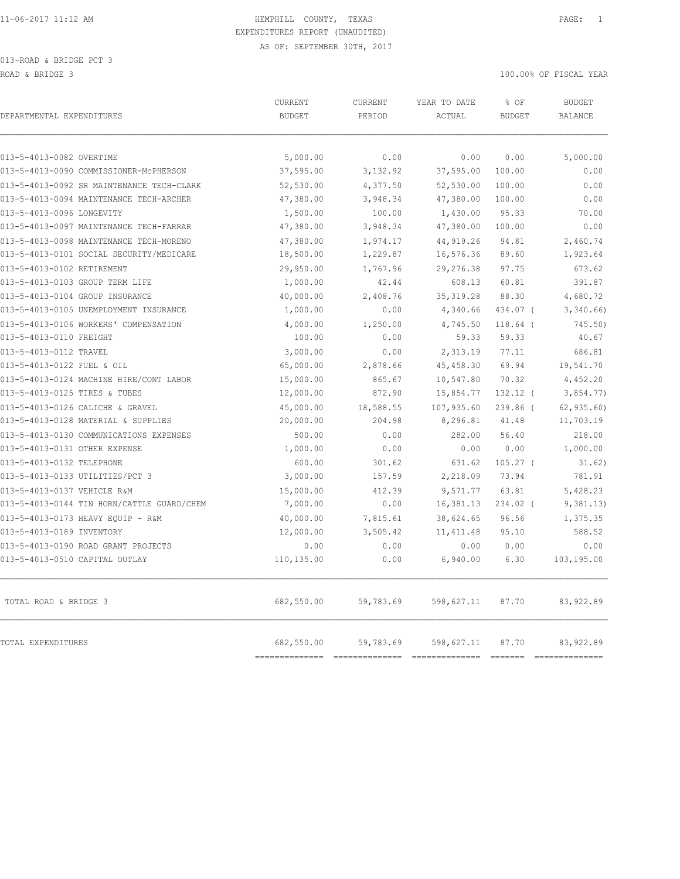HEMPHILL COUNTY, TEXAS
EXPENDITURES REPORT (UNAUDITED)
AS OF: SEPTEMBER 30TH, 2017

013-ROAD & BRIDGE PCT 3

ROAD & BRIDGE 3

100.00% OF FISCAL YEAR

| DEPARTMENTAL EXPENDITURES | CURRENT BUDGET | CURRENT PERIOD | YEAR TO DATE ACTUAL | % OF BUDGET | BUDGET BALANCE |
|---|---|---|---|---|---|
| 013-5-4013-0082 OVERTIME | 5,000.00 | 0.00 | 0.00 | 0.00 | 5,000.00 |
| 013-5-4013-0090 COMMISSIONER-McPHERSON | 37,595.00 | 3,132.92 | 37,595.00 | 100.00 | 0.00 |
| 013-5-4013-0092 SR MAINTENANCE TECH-CLARK | 52,530.00 | 4,377.50 | 52,530.00 | 100.00 | 0.00 |
| 013-5-4013-0094 MAINTENANCE TECH-ARCHER | 47,380.00 | 3,948.34 | 47,380.00 | 100.00 | 0.00 |
| 013-5-4013-0096 LONGEVITY | 1,500.00 | 100.00 | 1,430.00 | 95.33 | 70.00 |
| 013-5-4013-0097 MAINTENANCE TECH-FARRAR | 47,380.00 | 3,948.34 | 47,380.00 | 100.00 | 0.00 |
| 013-5-4013-0098 MAINTENANCE TECH-MORENO | 47,380.00 | 1,974.17 | 44,919.26 | 94.81 | 2,460.74 |
| 013-5-4013-0101 SOCIAL SECURITY/MEDICARE | 18,500.00 | 1,229.87 | 16,576.36 | 89.60 | 1,923.64 |
| 013-5-4013-0102 RETIREMENT | 29,950.00 | 1,767.96 | 29,276.38 | 97.75 | 673.62 |
| 013-5-4013-0103 GROUP TERM LIFE | 1,000.00 | 42.44 | 608.13 | 60.81 | 391.87 |
| 013-5-4013-0104 GROUP INSURANCE | 40,000.00 | 2,408.76 | 35,319.28 | 88.30 | 4,680.72 |
| 013-5-4013-0105 UNEMPLOYMENT INSURANCE | 1,000.00 | 0.00 | 4,340.66 | 434.07 ( | 3,340.66) |
| 013-5-4013-0106 WORKERS' COMPENSATION | 4,000.00 | 1,250.00 | 4,745.50 | 118.64 ( | 745.50) |
| 013-5-4013-0110 FREIGHT | 100.00 | 0.00 | 59.33 | 59.33 | 40.67 |
| 013-5-4013-0112 TRAVEL | 3,000.00 | 0.00 | 2,313.19 | 77.11 | 686.81 |
| 013-5-4013-0122 FUEL & OIL | 65,000.00 | 2,878.66 | 45,458.30 | 69.94 | 19,541.70 |
| 013-5-4013-0124 MACHINE HIRE/CONT LABOR | 15,000.00 | 865.67 | 10,547.80 | 70.32 | 4,452.20 |
| 013-5-4013-0125 TIRES & TUBES | 12,000.00 | 872.90 | 15,854.77 | 132.12 ( | 3,854.77) |
| 013-5-4013-0126 CALICHE & GRAVEL | 45,000.00 | 18,588.55 | 107,935.60 | 239.86 ( | 62,935.60) |
| 013-5-4013-0128 MATERIAL & SUPPLIES | 20,000.00 | 204.98 | 8,296.81 | 41.48 | 11,703.19 |
| 013-5-4013-0130 COMMUNICATIONS EXPENSES | 500.00 | 0.00 | 282.00 | 56.40 | 218.00 |
| 013-5-4013-0131 OTHER EXPENSE | 1,000.00 | 0.00 | 0.00 | 0.00 | 1,000.00 |
| 013-5-4013-0132 TELEPHONE | 600.00 | 301.62 | 631.62 | 105.27 ( | 31.62) |
| 013-5-4013-0133 UTILITIES/PCT 3 | 3,000.00 | 157.59 | 2,218.09 | 73.94 | 781.91 |
| 013-5-4013-0137 VEHICLE R&M | 15,000.00 | 412.39 | 9,571.77 | 63.81 | 5,428.23 |
| 013-5-4013-0144 TIN HORN/CATTLE GUARD/CHEM | 7,000.00 | 0.00 | 16,381.13 | 234.02 ( | 9,381.13) |
| 013-5-4013-0173 HEAVY EQUIP - R&M | 40,000.00 | 7,815.61 | 38,624.65 | 96.56 | 1,375.35 |
| 013-5-4013-0189 INVENTORY | 12,000.00 | 3,505.42 | 11,411.48 | 95.10 | 588.52 |
| 013-5-4013-0190 ROAD GRANT PROJECTS | 0.00 | 0.00 | 0.00 | 0.00 | 0.00 |
| 013-5-4013-0510 CAPITAL OUTLAY | 110,135.00 | 0.00 | 6,940.00 | 6.30 | 103,195.00 |
| TOTAL ROAD & BRIDGE 3 | 682,550.00 | 59,783.69 | 598,627.11 | 87.70 | 83,922.89 |
| TOTAL EXPENDITURES | 682,550.00 | 59,783.69 | 598,627.11 | 87.70 | 83,922.89 |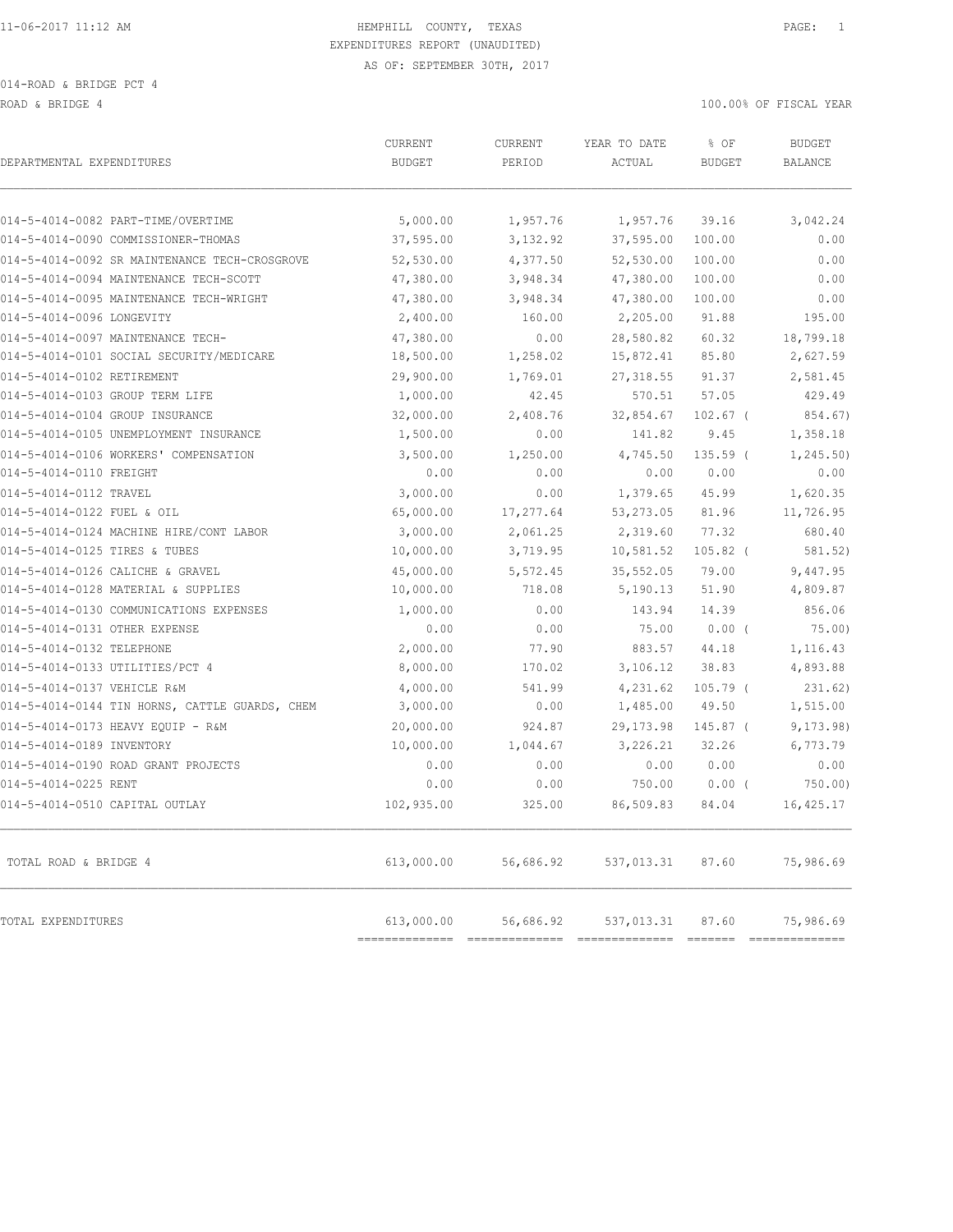11-06-2017 11:12 AM HEMPHILL COUNTY, TEXAS PAGE: 1

EXPENDITURES REPORT (UNAUDITED)

AS OF: SEPTEMBER 30TH, 2017

014-ROAD & BRIDGE PCT 4

ROAD & BRIDGE 4 100.00% OF FISCAL YEAR

| DEPARTMENTAL EXPENDITURES | CURRENT BUDGET | CURRENT PERIOD | YEAR TO DATE ACTUAL | % OF BUDGET | BUDGET BALANCE |
|---|---|---|---|---|---|
| 014-5-4014-0082 PART-TIME/OVERTIME | 5,000.00 | 1,957.76 | 1,957.76 | 39.16 | 3,042.24 |
| 014-5-4014-0090 COMMISSIONER-THOMAS | 37,595.00 | 3,132.92 | 37,595.00 | 100.00 | 0.00 |
| 014-5-4014-0092 SR MAINTENANCE TECH-CROSGROVE | 52,530.00 | 4,377.50 | 52,530.00 | 100.00 | 0.00 |
| 014-5-4014-0094 MAINTENANCE TECH-SCOTT | 47,380.00 | 3,948.34 | 47,380.00 | 100.00 | 0.00 |
| 014-5-4014-0095 MAINTENANCE TECH-WRIGHT | 47,380.00 | 3,948.34 | 47,380.00 | 100.00 | 0.00 |
| 014-5-4014-0096 LONGEVITY | 2,400.00 | 160.00 | 2,205.00 | 91.88 | 195.00 |
| 014-5-4014-0097 MAINTENANCE TECH- | 47,380.00 | 0.00 | 28,580.82 | 60.32 | 18,799.18 |
| 014-5-4014-0101 SOCIAL SECURITY/MEDICARE | 18,500.00 | 1,258.02 | 15,872.41 | 85.80 | 2,627.59 |
| 014-5-4014-0102 RETIREMENT | 29,900.00 | 1,769.01 | 27,318.55 | 91.37 | 2,581.45 |
| 014-5-4014-0103 GROUP TERM LIFE | 1,000.00 | 42.45 | 570.51 | 57.05 | 429.49 |
| 014-5-4014-0104 GROUP INSURANCE | 32,000.00 | 2,408.76 | 32,854.67 | 102.67 | ( 854.67) |
| 014-5-4014-0105 UNEMPLOYMENT INSURANCE | 1,500.00 | 0.00 | 141.82 | 9.45 | 1,358.18 |
| 014-5-4014-0106 WORKERS' COMPENSATION | 3,500.00 | 1,250.00 | 4,745.50 | 135.59 | ( 1,245.50) |
| 014-5-4014-0110 FREIGHT | 0.00 | 0.00 | 0.00 | 0.00 | 0.00 |
| 014-5-4014-0112 TRAVEL | 3,000.00 | 0.00 | 1,379.65 | 45.99 | 1,620.35 |
| 014-5-4014-0122 FUEL & OIL | 65,000.00 | 17,277.64 | 53,273.05 | 81.96 | 11,726.95 |
| 014-5-4014-0124 MACHINE HIRE/CONT LABOR | 3,000.00 | 2,061.25 | 2,319.60 | 77.32 | 680.40 |
| 014-5-4014-0125 TIRES & TUBES | 10,000.00 | 3,719.95 | 10,581.52 | 105.82 | ( 581.52) |
| 014-5-4014-0126 CALICHE & GRAVEL | 45,000.00 | 5,572.45 | 35,552.05 | 79.00 | 9,447.95 |
| 014-5-4014-0128 MATERIAL & SUPPLIES | 10,000.00 | 718.08 | 5,190.13 | 51.90 | 4,809.87 |
| 014-5-4014-0130 COMMUNICATIONS EXPENSES | 1,000.00 | 0.00 | 143.94 | 14.39 | 856.06 |
| 014-5-4014-0131 OTHER EXPENSE | 0.00 | 0.00 | 75.00 | 0.00 | ( 75.00) |
| 014-5-4014-0132 TELEPHONE | 2,000.00 | 77.90 | 883.57 | 44.18 | 1,116.43 |
| 014-5-4014-0133 UTILITIES/PCT 4 | 8,000.00 | 170.02 | 3,106.12 | 38.83 | 4,893.88 |
| 014-5-4014-0137 VEHICLE R&M | 4,000.00 | 541.99 | 4,231.62 | 105.79 | ( 231.62) |
| 014-5-4014-0144 TIN HORNS, CATTLE GUARDS, CHEM | 3,000.00 | 0.00 | 1,485.00 | 49.50 | 1,515.00 |
| 014-5-4014-0173 HEAVY EQUIP - R&M | 20,000.00 | 924.87 | 29,173.98 | 145.87 | ( 9,173.98) |
| 014-5-4014-0189 INVENTORY | 10,000.00 | 1,044.67 | 3,226.21 | 32.26 | 6,773.79 |
| 014-5-4014-0190 ROAD GRANT PROJECTS | 0.00 | 0.00 | 0.00 | 0.00 | 0.00 |
| 014-5-4014-0225 RENT | 0.00 | 0.00 | 750.00 | 0.00 | ( 750.00) |
| 014-5-4014-0510 CAPITAL OUTLAY | 102,935.00 | 325.00 | 86,509.83 | 84.04 | 16,425.17 |
| TOTAL ROAD & BRIDGE 4 | 613,000.00 | 56,686.92 | 537,013.31 | 87.60 | 75,986.69 |
| TOTAL EXPENDITURES | 613,000.00 | 56,686.92 | 537,013.31 | 87.60 | 75,986.69 |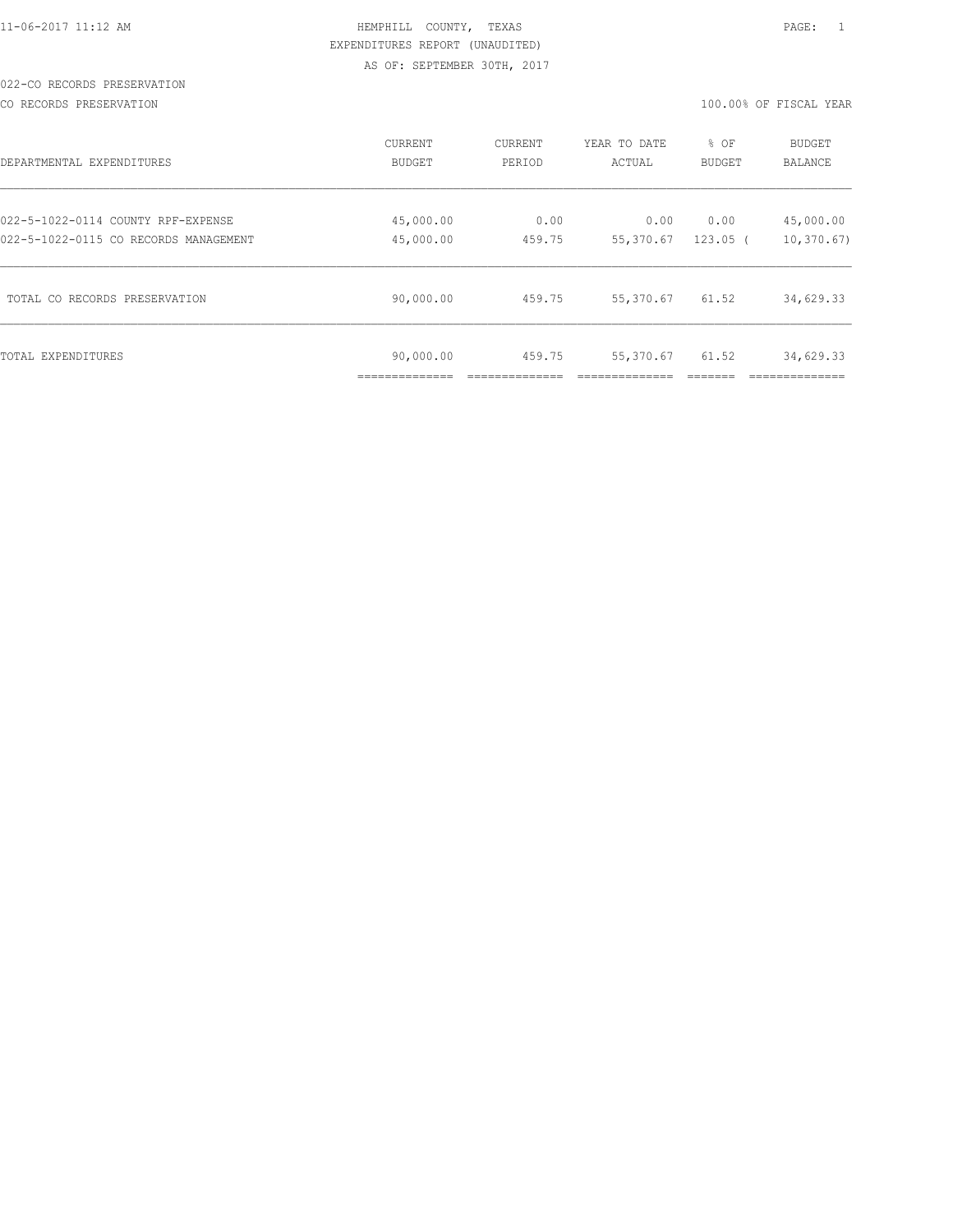HEMPHILL COUNTY, TEXAS
EXPENDITURES REPORT (UNAUDITED)
AS OF: SEPTEMBER 30TH, 2017

022-CO RECORDS PRESERVATION
CO RECORDS PRESERVATION

100.00% OF FISCAL YEAR

| DEPARTMENTAL EXPENDITURES | CURRENT BUDGET | CURRENT PERIOD | YEAR TO DATE ACTUAL | % OF BUDGET | BUDGET BALANCE |
|---|---|---|---|---|---|
| 022-5-1022-0114 COUNTY RPF-EXPENSE | 45,000.00 | 0.00 | 0.00 | 0.00 | 45,000.00 |
| 022-5-1022-0115 CO RECORDS MANAGEMENT | 45,000.00 | 459.75 | 55,370.67 | 123.05 ( | 10,370.67) |
| TOTAL CO RECORDS PRESERVATION | 90,000.00 | 459.75 | 55,370.67 | 61.52 | 34,629.33 |
| TOTAL EXPENDITURES | 90,000.00 | 459.75 | 55,370.67 | 61.52 | 34,629.33 |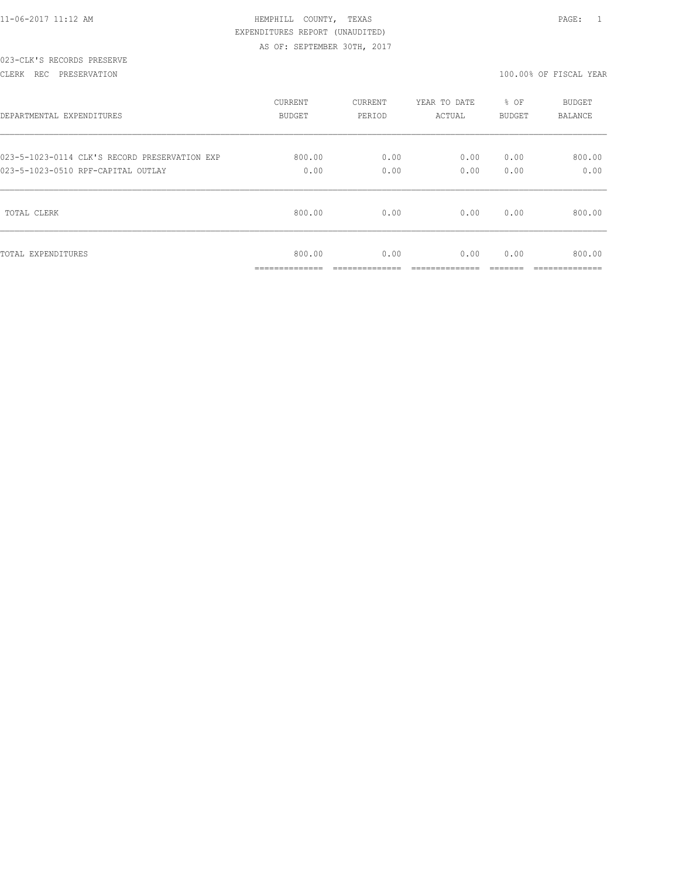HEMPHILL COUNTY, TEXAS

EXPENDITURES REPORT (UNAUDITED)

AS OF: SEPTEMBER 30TH, 2017

023-CLK'S RECORDS PRESERVE

CLERK REC PRESERVATION

100.00% OF FISCAL YEAR

| DEPARTMENTAL EXPENDITURES | CURRENT BUDGET | CURRENT PERIOD | YEAR TO DATE ACTUAL | % OF BUDGET | BUDGET BALANCE |
|---|---|---|---|---|---|
| 023-5-1023-0114 CLK'S RECORD PRESERVATION EXP | 800.00 | 0.00 | 0.00 | 0.00 | 800.00 |
| 023-5-1023-0510 RPF-CAPITAL OUTLAY | 0.00 | 0.00 | 0.00 | 0.00 | 0.00 |
| TOTAL CLERK | 800.00 | 0.00 | 0.00 | 0.00 | 800.00 |
| TOTAL EXPENDITURES | 800.00 | 0.00 | 0.00 | 0.00 | 800.00 |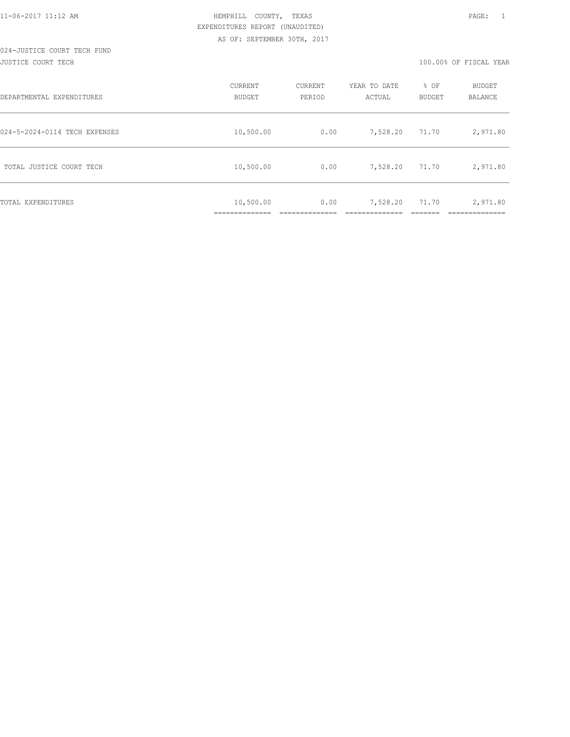HEMPHILL COUNTY, TEXAS
EXPENDITURES REPORT (UNAUDITED)
AS OF: SEPTEMBER 30TH, 2017

024-JUSTICE COURT TECH FUND
JUSTICE COURT TECH

100.00% OF FISCAL YEAR

| DEPARTMENTAL EXPENDITURES | CURRENT BUDGET | CURRENT PERIOD | YEAR TO DATE ACTUAL | % OF BUDGET | BUDGET BALANCE |
|---|---|---|---|---|---|
| 024-5-2024-0114 TECH EXPENSES | 10,500.00 | 0.00 | 7,528.20 | 71.70 | 2,971.80 |
| TOTAL JUSTICE COURT TECH | 10,500.00 | 0.00 | 7,528.20 | 71.70 | 2,971.80 |
| TOTAL EXPENDITURES | 10,500.00 | 0.00 | 7,528.20 | 71.70 | 2,971.80 |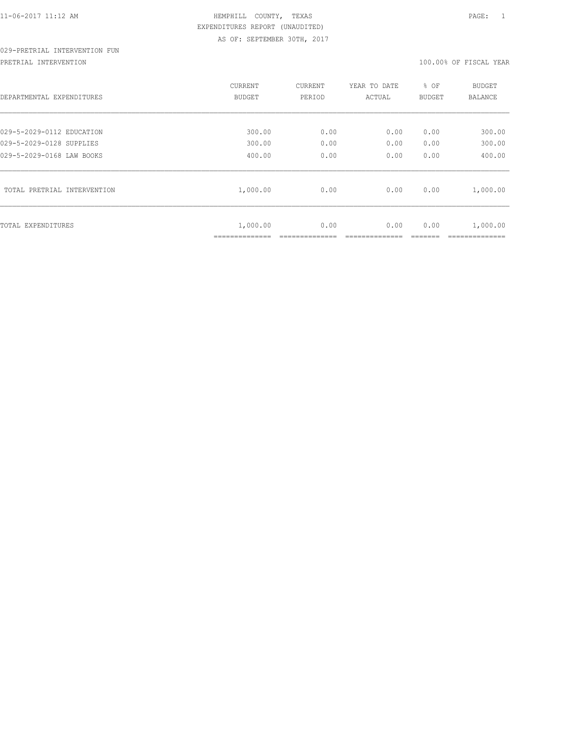HEMPHILL COUNTY, TEXAS
EXPENDITURES REPORT (UNAUDITED)
AS OF: SEPTEMBER 30TH, 2017

029-PRETRIAL INTERVENTION FUN

PRETRIAL INTERVENTION — 100.00% OF FISCAL YEAR

| DEPARTMENTAL EXPENDITURES | CURRENT BUDGET | CURRENT PERIOD | YEAR TO DATE ACTUAL | % OF BUDGET | BUDGET BALANCE |
|---|---|---|---|---|---|
| 029-5-2029-0112 EDUCATION | 300.00 | 0.00 | 0.00 | 0.00 | 300.00 |
| 029-5-2029-0128 SUPPLIES | 300.00 | 0.00 | 0.00 | 0.00 | 300.00 |
| 029-5-2029-0168 LAW BOOKS | 400.00 | 0.00 | 0.00 | 0.00 | 400.00 |
| TOTAL PRETRIAL INTERVENTION | 1,000.00 | 0.00 | 0.00 | 0.00 | 1,000.00 |
| TOTAL EXPENDITURES | 1,000.00 | 0.00 | 0.00 | 0.00 | 1,000.00 |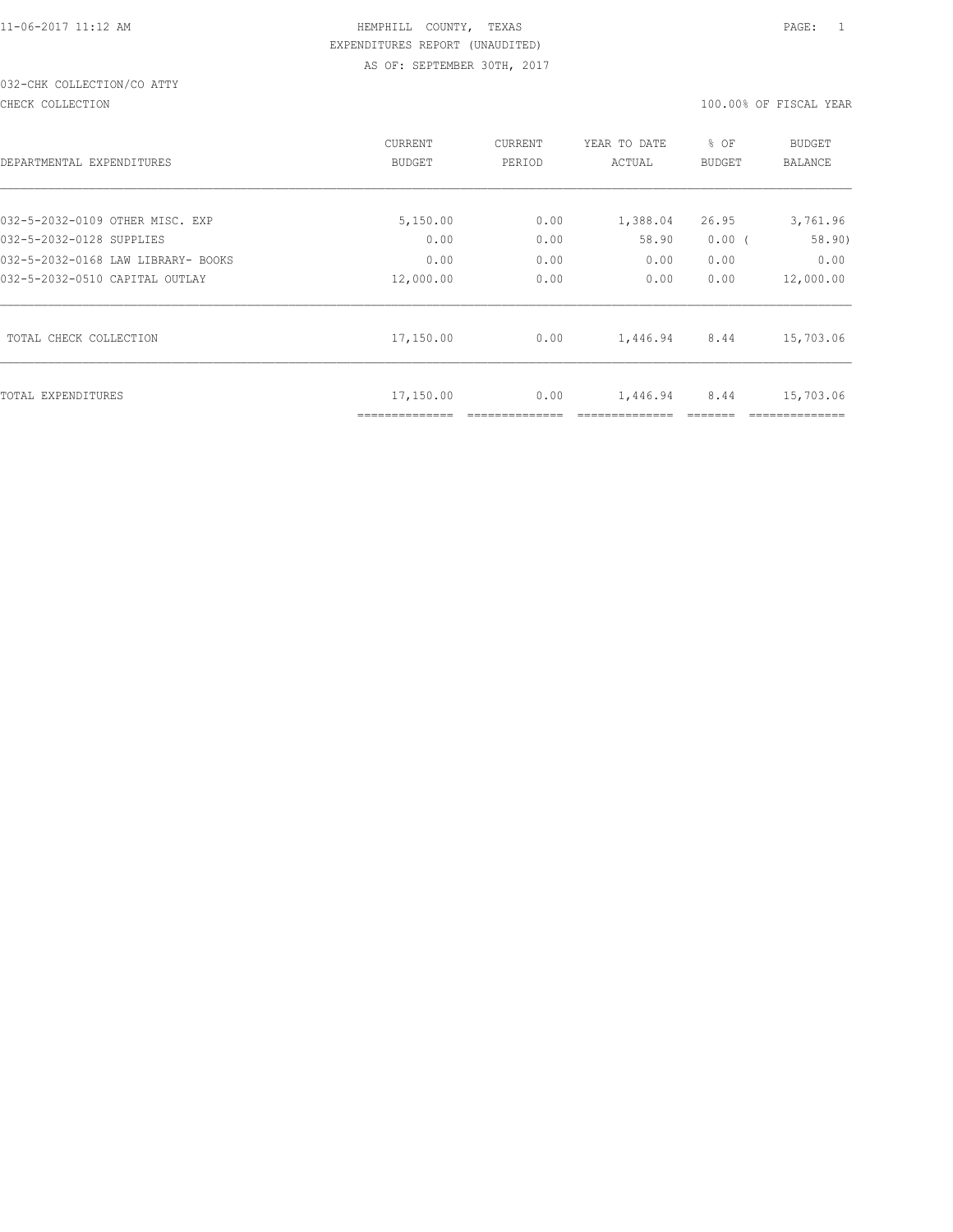11-06-2017 11:12 AM HEMPHILL COUNTY, TEXAS PAGE: 1

EXPENDITURES REPORT (UNAUDITED)

AS OF: SEPTEMBER 30TH, 2017

032-CHK COLLECTION/CO ATTY

CHECK COLLECTION 100.00% OF FISCAL YEAR

| DEPARTMENTAL EXPENDITURES | CURRENT BUDGET | CURRENT PERIOD | YEAR TO DATE ACTUAL | % OF BUDGET | BUDGET BALANCE |
|---|---|---|---|---|---|
| 032-5-2032-0109 OTHER MISC. EXP | 5,150.00 | 0.00 | 1,388.04 | 26.95 | 3,761.96 |
| 032-5-2032-0128 SUPPLIES | 0.00 | 0.00 | 58.90 | 0.00 ( | 58.90) |
| 032-5-2032-0168 LAW LIBRARY- BOOKS | 0.00 | 0.00 | 0.00 | 0.00 | 0.00 |
| 032-5-2032-0510 CAPITAL OUTLAY | 12,000.00 | 0.00 | 0.00 | 0.00 | 12,000.00 |
| TOTAL CHECK COLLECTION | 17,150.00 | 0.00 | 1,446.94 | 8.44 | 15,703.06 |
| TOTAL EXPENDITURES | 17,150.00 | 0.00 | 1,446.94 | 8.44 | 15,703.06 |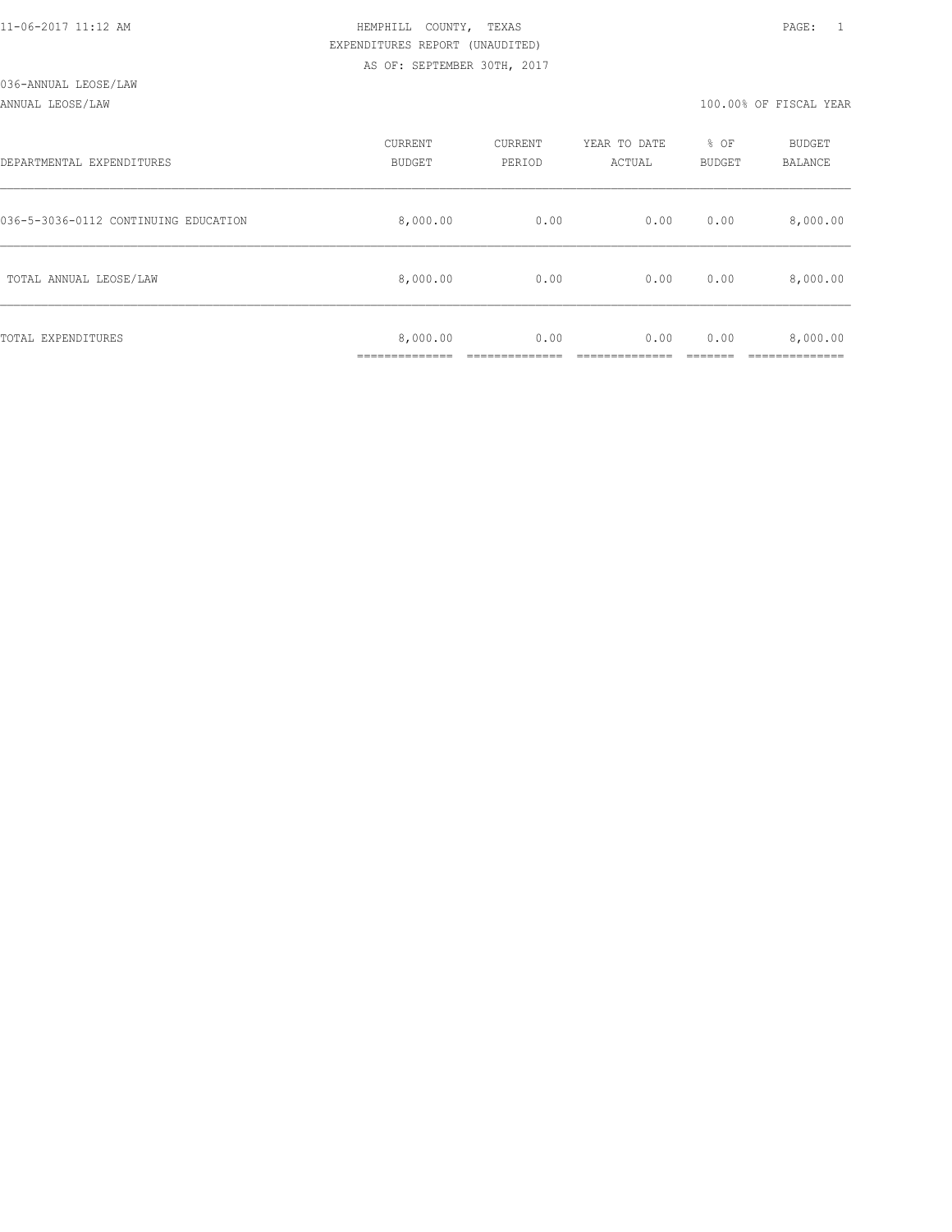HEMPHILL COUNTY, TEXAS
EXPENDITURES REPORT (UNAUDITED)
AS OF: SEPTEMBER 30TH, 2017

036-ANNUAL LEOSE/LAW

ANNUAL LEOSE/LAW — 100.00% OF FISCAL YEAR

| DEPARTMENTAL EXPENDITURES | CURRENT BUDGET | CURRENT PERIOD | YEAR TO DATE ACTUAL | % OF BUDGET | BUDGET BALANCE |
|---|---|---|---|---|---|
| 036-5-3036-0112 CONTINUING EDUCATION | 8,000.00 | 0.00 | 0.00 | 0.00 | 8,000.00 |
| TOTAL ANNUAL LEOSE/LAW | 8,000.00 | 0.00 | 0.00 | 0.00 | 8,000.00 |
| TOTAL EXPENDITURES | 8,000.00 | 0.00 | 0.00 | 0.00 | 8,000.00 |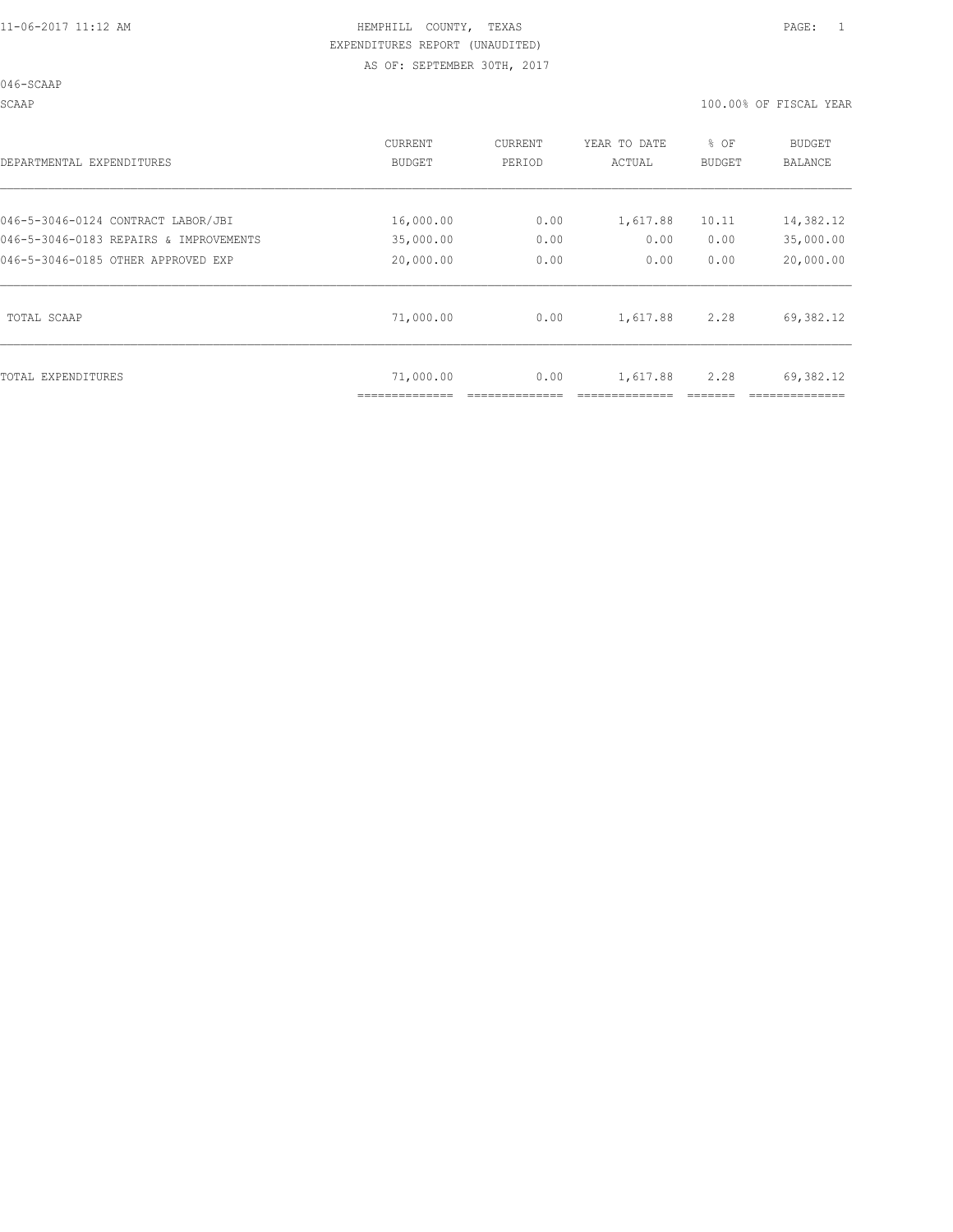HEMPHILL COUNTY, TEXAS
EXPENDITURES REPORT (UNAUDITED)
AS OF: SEPTEMBER 30TH, 2017

046-SCAAP

SCAAP — 100.00% OF FISCAL YEAR

| DEPARTMENTAL EXPENDITURES | CURRENT BUDGET | CURRENT PERIOD | YEAR TO DATE ACTUAL | % OF BUDGET | BUDGET BALANCE |
|---|---|---|---|---|---|
| 046-5-3046-0124 CONTRACT LABOR/JBI | 16,000.00 | 0.00 | 1,617.88 | 10.11 | 14,382.12 |
| 046-5-3046-0183 REPAIRS & IMPROVEMENTS | 35,000.00 | 0.00 | 0.00 | 0.00 | 35,000.00 |
| 046-5-3046-0185 OTHER APPROVED EXP | 20,000.00 | 0.00 | 0.00 | 0.00 | 20,000.00 |
| TOTAL SCAAP | 71,000.00 | 0.00 | 1,617.88 | 2.28 | 69,382.12 |
| TOTAL EXPENDITURES | 71,000.00 | 0.00 | 1,617.88 | 2.28 | 69,382.12 |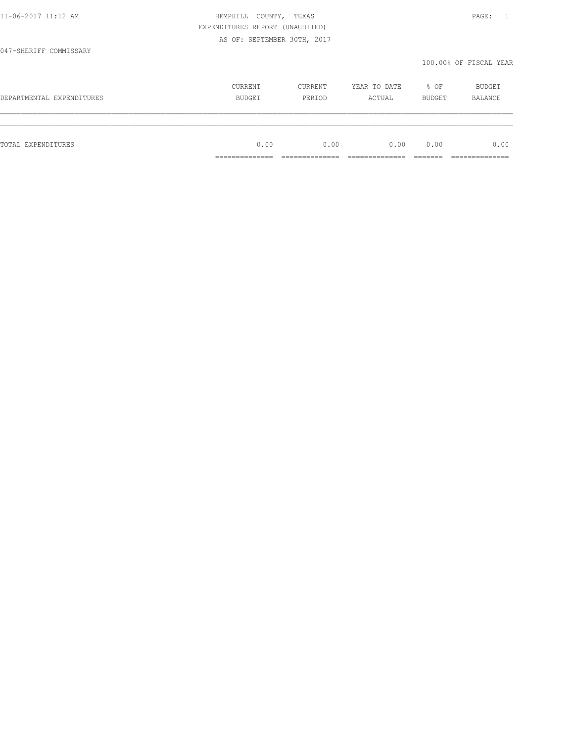HEMPHILL COUNTY, TEXAS
EXPENDITURES REPORT (UNAUDITED)
AS OF: SEPTEMBER 30TH, 2017

047-SHERIFF COMMISSARY

100.00% OF FISCAL YEAR

| DEPARTMENTAL EXPENDITURES | CURRENT BUDGET | CURRENT PERIOD | YEAR TO DATE ACTUAL | % OF BUDGET | BUDGET BALANCE |
|---|---|---|---|---|---|
| TOTAL EXPENDITURES | 0.00 | 0.00 | 0.00 | 0.00 | 0.00 |